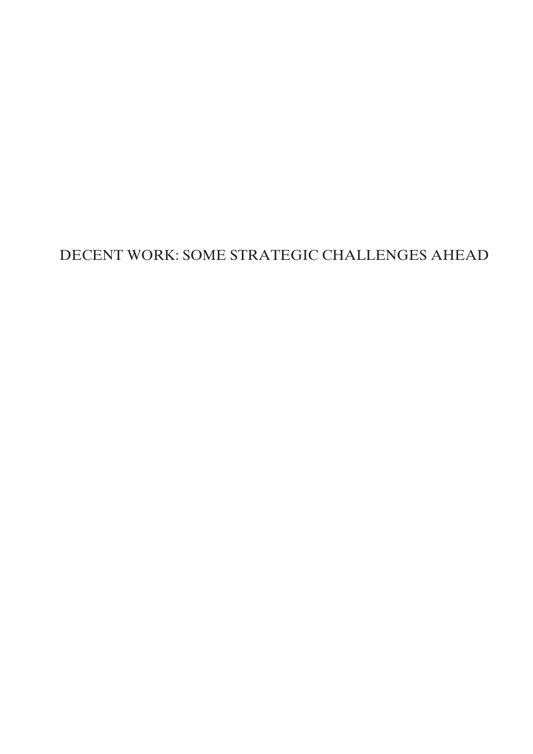# DECENT WORK: SOME STRATEGIC CHALLENGES AHEAD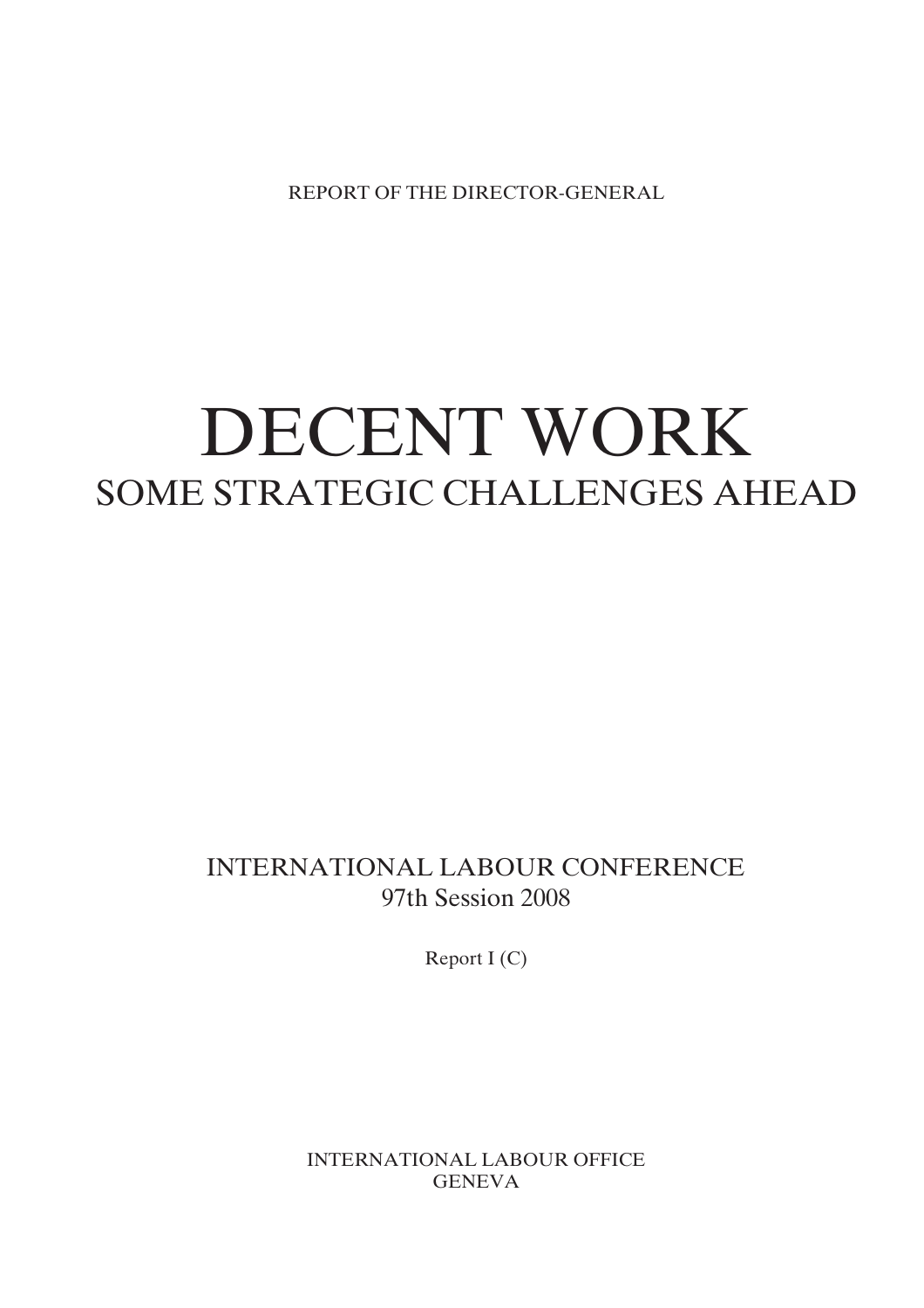REPORT OF THE DIRECTOR-GENERAL

# DECENT WORK
## SOME STRATEGIC CHALLENGES AHEAD

INTERNATIONAL LABOUR CONFERENCE
97th Session 2008

Report I (C)

INTERNATIONAL LABOUR OFFICE
GENEVA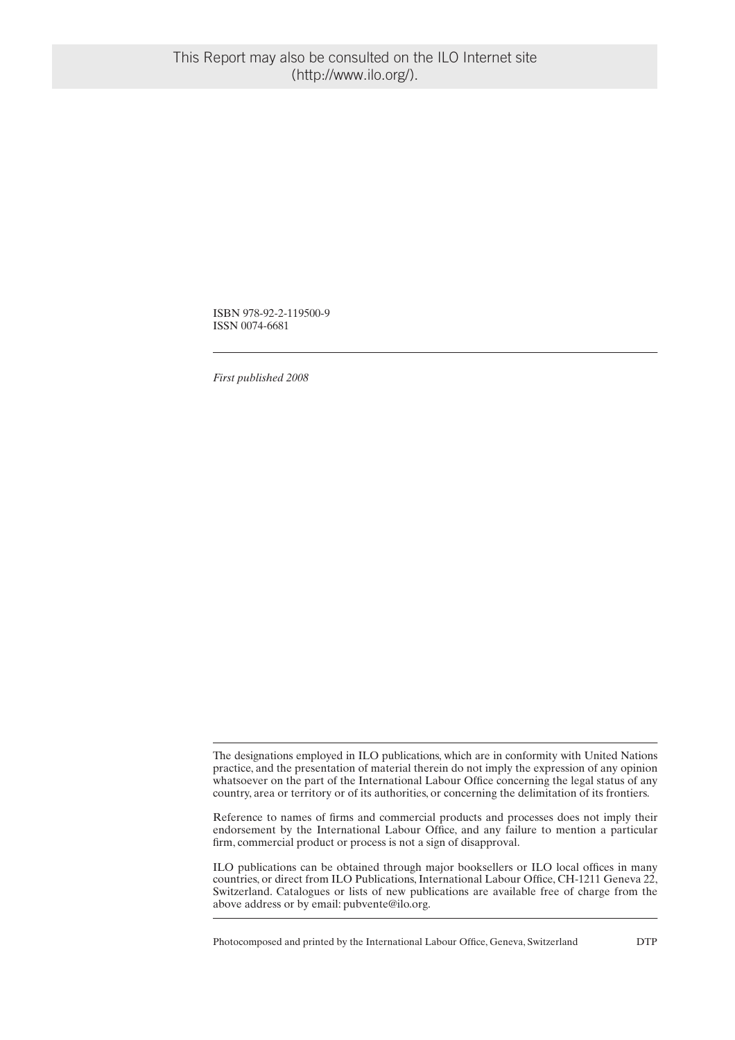This Report may also be consulted on the ILO Internet site (http://www.ilo.org/).

ISBN 978-92-2-119500-9
ISSN 0074-6681

*First published 2008*

The designations employed in ILO publications, which are in conformity with United Nations practice, and the presentation of material therein do not imply the expression of any opinion whatsoever on the part of the International Labour Office concerning the legal status of any country, area or territory or of its authorities, or concerning the delimitation of its frontiers.

Reference to names of firms and commercial products and processes does not imply their endorsement by the International Labour Office, and any failure to mention a particular firm, commercial product or process is not a sign of disapproval.

ILO publications can be obtained through major booksellers or ILO local offices in many countries, or direct from ILO Publications, International Labour Office, CH-1211 Geneva 22, Switzerland. Catalogues or lists of new publications are available free of charge from the above address or by email: pubvente@ilo.org.

Photocomposed and printed by the International Labour Office, Geneva, Switzerland DTP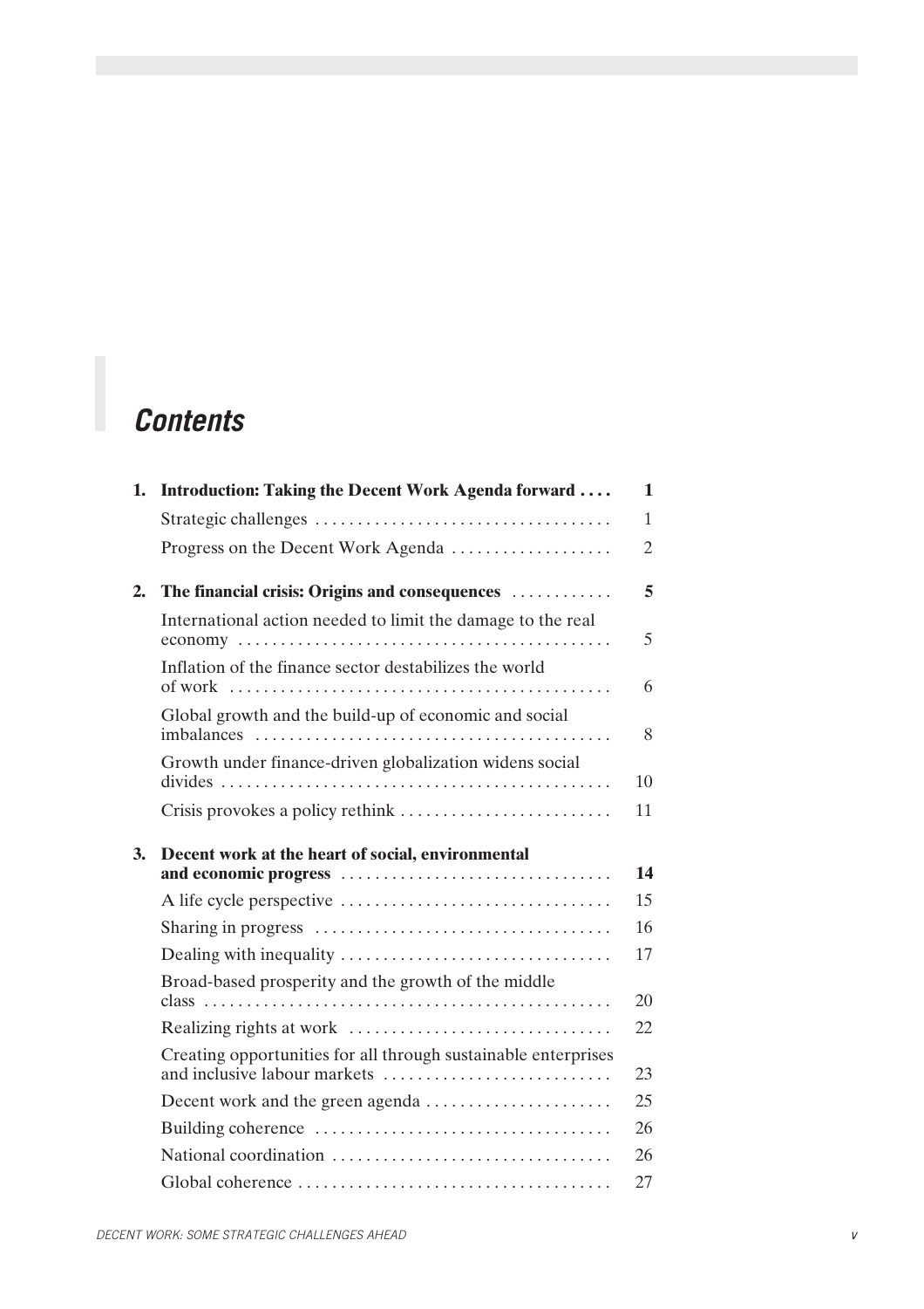# *Contents*

| | | |
|---|---|---|
| **1.** | **Introduction: Taking the Decent Work Agenda forward** | **1** |
| | Strategic challenges | 1 |
| | Progress on the Decent Work Agenda | 2 |
| **2.** | **The financial crisis: Origins and consequences** | **5** |
| | International action needed to limit the damage to the real economy | 5 |
| | Inflation of the finance sector destabilizes the world of work | 6 |
| | Global growth and the build-up of economic and social imbalances | 8 |
| | Growth under finance-driven globalization widens social divides | 10 |
| | Crisis provokes a policy rethink | 11 |
| **3.** | **Decent work at the heart of social, environmental and economic progress** | **14** |
| | A life cycle perspective | 15 |
| | Sharing in progress | 16 |
| | Dealing with inequality | 17 |
| | Broad-based prosperity and the growth of the middle class | 20 |
| | Realizing rights at work | 22 |
| | Creating opportunities for all through sustainable enterprises and inclusive labour markets | 23 |
| | Decent work and the green agenda | 25 |
| | Building coherence | 26 |
| | National coordination | 26 |
| | Global coherence | 27 |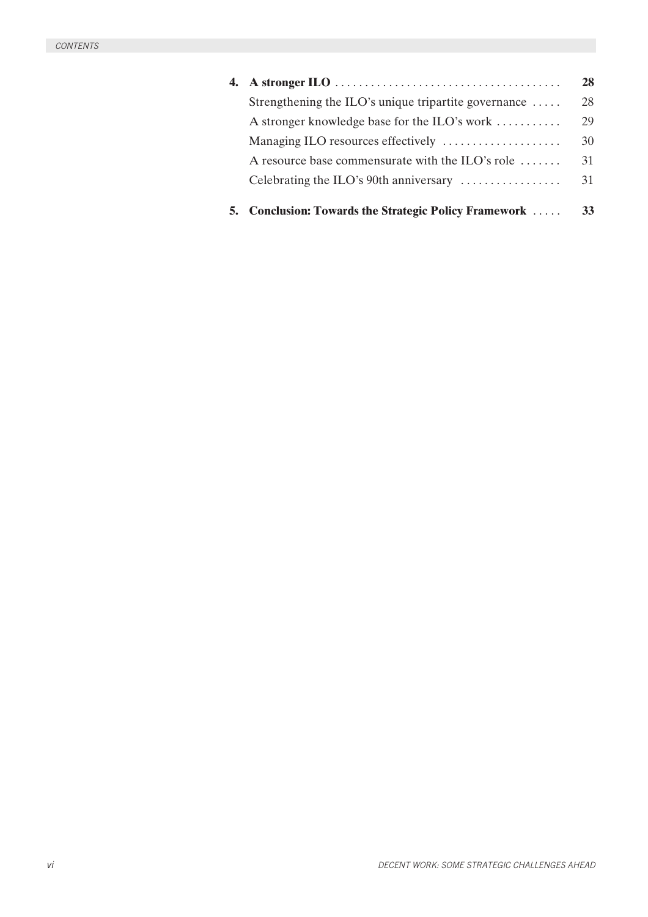| | | |
|---|---|---|
| **4.** | **A stronger ILO** | **28** |
| | Strengthening the ILO's unique tripartite governance | 28 |
| | A stronger knowledge base for the ILO's work | 29 |
| | Managing ILO resources effectively | 30 |
| | A resource base commensurate with the ILO's role | 31 |
| | Celebrating the ILO's 90th anniversary | 31 |
| **5.** | **Conclusion: Towards the Strategic Policy Framework** | **33** |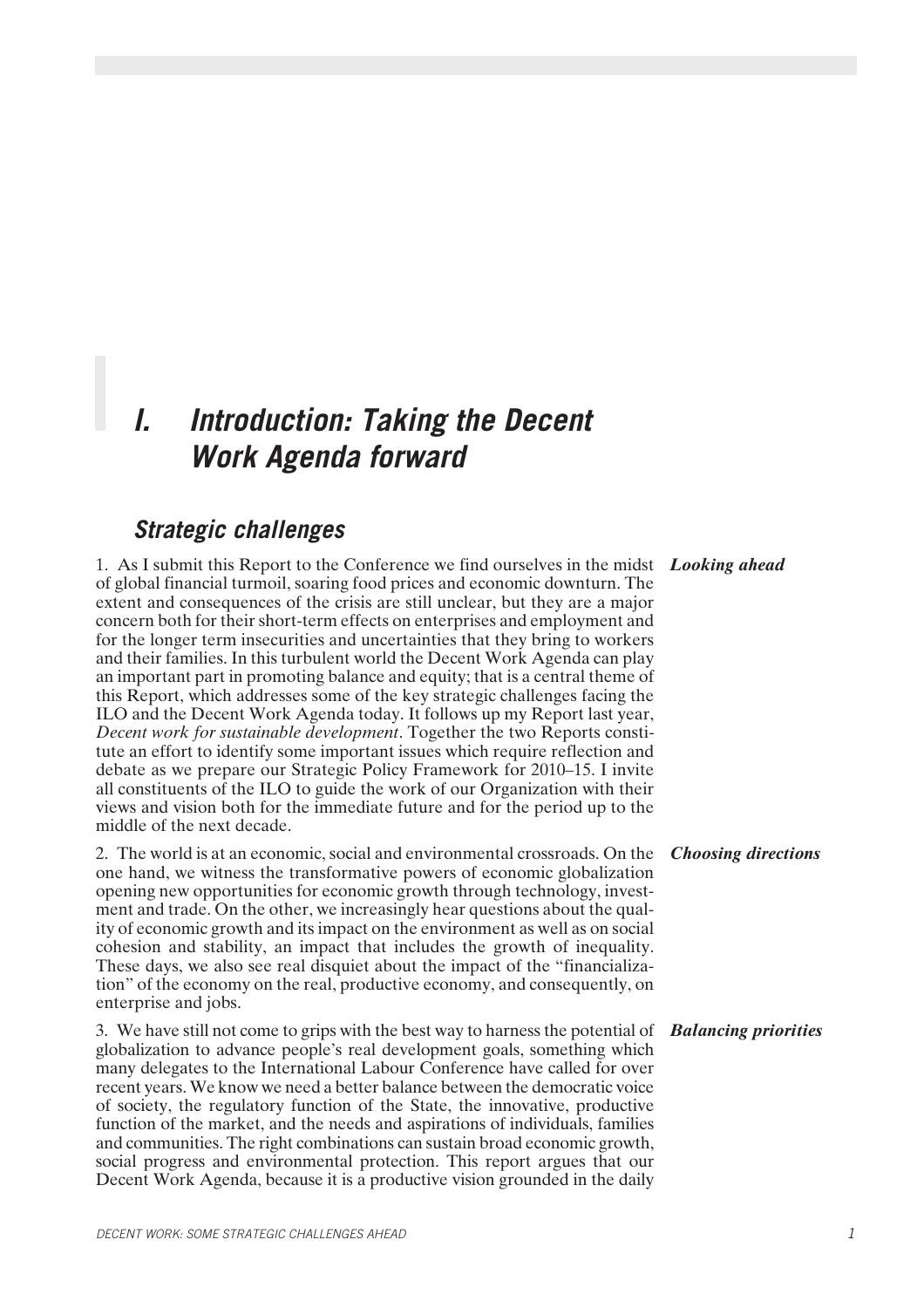# I. Introduction: Taking the Decent Work Agenda forward

## Strategic challenges

***Looking ahead***

1. As I submit this Report to the Conference we find ourselves in the midst of global financial turmoil, soaring food prices and economic downturn. The extent and consequences of the crisis are still unclear, but they are a major concern both for their short-term effects on enterprises and employment and for the longer term insecurities and uncertainties that they bring to workers and their families. In this turbulent world the Decent Work Agenda can play an important part in promoting balance and equity; that is a central theme of this Report, which addresses some of the key strategic challenges facing the ILO and the Decent Work Agenda today. It follows up my Report last year, *Decent work for sustainable development*. Together the two Reports constitute an effort to identify some important issues which require reflection and debate as we prepare our Strategic Policy Framework for 2010–15. I invite all constituents of the ILO to guide the work of our Organization with their views and vision both for the immediate future and for the period up to the middle of the next decade.

***Choosing directions***

2. The world is at an economic, social and environmental crossroads. On the one hand, we witness the transformative powers of economic globalization opening new opportunities for economic growth through technology, investment and trade. On the other, we increasingly hear questions about the quality of economic growth and its impact on the environment as well as on social cohesion and stability, an impact that includes the growth of inequality. These days, we also see real disquiet about the impact of the "financialization" of the economy on the real, productive economy, and consequently, on enterprise and jobs.

***Balancing priorities***

3. We have still not come to grips with the best way to harness the potential of globalization to advance people's real development goals, something which many delegates to the International Labour Conference have called for over recent years. We know we need a better balance between the democratic voice of society, the regulatory function of the State, the innovative, productive function of the market, and the needs and aspirations of individuals, families and communities. The right combinations can sustain broad economic growth, social progress and environmental protection. This report argues that our Decent Work Agenda, because it is a productive vision grounded in the daily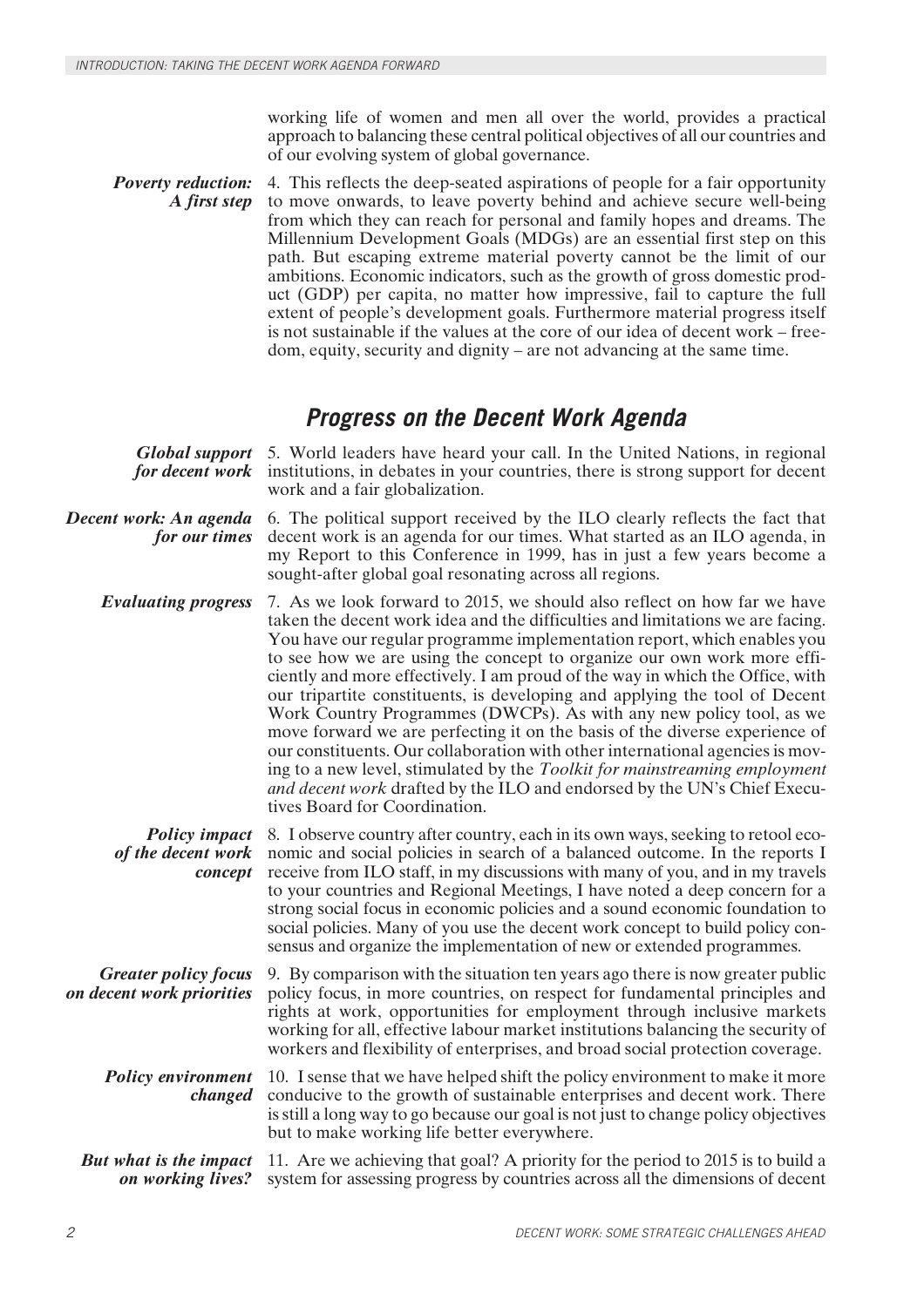working life of women and men all over the world, provides a practical approach to balancing these central political objectives of all our countries and of our evolving system of global governance.

***Poverty reduction: A first step*** 4. This reflects the deep-seated aspirations of people for a fair opportunity to move onwards, to leave poverty behind and achieve secure well-being from which they can reach for personal and family hopes and dreams. The Millennium Development Goals (MDGs) are an essential first step on this path. But escaping extreme material poverty cannot be the limit of our ambitions. Economic indicators, such as the growth of gross domestic product (GDP) per capita, no matter how impressive, fail to capture the full extent of people's development goals. Furthermore material progress itself is not sustainable if the values at the core of our idea of decent work – freedom, equity, security and dignity – are not advancing at the same time.

## Progress on the Decent Work Agenda

***Global support for decent work*** 5. World leaders have heard your call. In the United Nations, in regional institutions, in debates in your countries, there is strong support for decent work and a fair globalization.

***Decent work: An agenda for our times*** 6. The political support received by the ILO clearly reflects the fact that decent work is an agenda for our times. What started as an ILO agenda, in my Report to this Conference in 1999, has in just a few years become a sought-after global goal resonating across all regions.

***Evaluating progress*** 7. As we look forward to 2015, we should also reflect on how far we have taken the decent work idea and the difficulties and limitations we are facing. You have our regular programme implementation report, which enables you to see how we are using the concept to organize our own work more efficiently and more effectively. I am proud of the way in which the Office, with our tripartite constituents, is developing and applying the tool of Decent Work Country Programmes (DWCPs). As with any new policy tool, as we move forward we are perfecting it on the basis of the diverse experience of our constituents. Our collaboration with other international agencies is moving to a new level, stimulated by the *Toolkit for mainstreaming employment and decent work* drafted by the ILO and endorsed by the UN's Chief Executives Board for Coordination.

***Policy impact of the decent work concept*** 8. I observe country after country, each in its own ways, seeking to retool economic and social policies in search of a balanced outcome. In the reports I receive from ILO staff, in my discussions with many of you, and in my travels to your countries and Regional Meetings, I have noted a deep concern for a strong social focus in economic policies and a sound economic foundation to social policies. Many of you use the decent work concept to build policy consensus and organize the implementation of new or extended programmes.

***Greater policy focus on decent work priorities*** 9. By comparison with the situation ten years ago there is now greater public policy focus, in more countries, on respect for fundamental principles and rights at work, opportunities for employment through inclusive markets working for all, effective labour market institutions balancing the security of workers and flexibility of enterprises, and broad social protection coverage.

***Policy environment changed*** 10. I sense that we have helped shift the policy environment to make it more conducive to the growth of sustainable enterprises and decent work. There is still a long way to go because our goal is not just to change policy objectives but to make working life better everywhere.

***But what is the impact on working lives?*** 11. Are we achieving that goal? A priority for the period to 2015 is to build a system for assessing progress by countries across all the dimensions of decent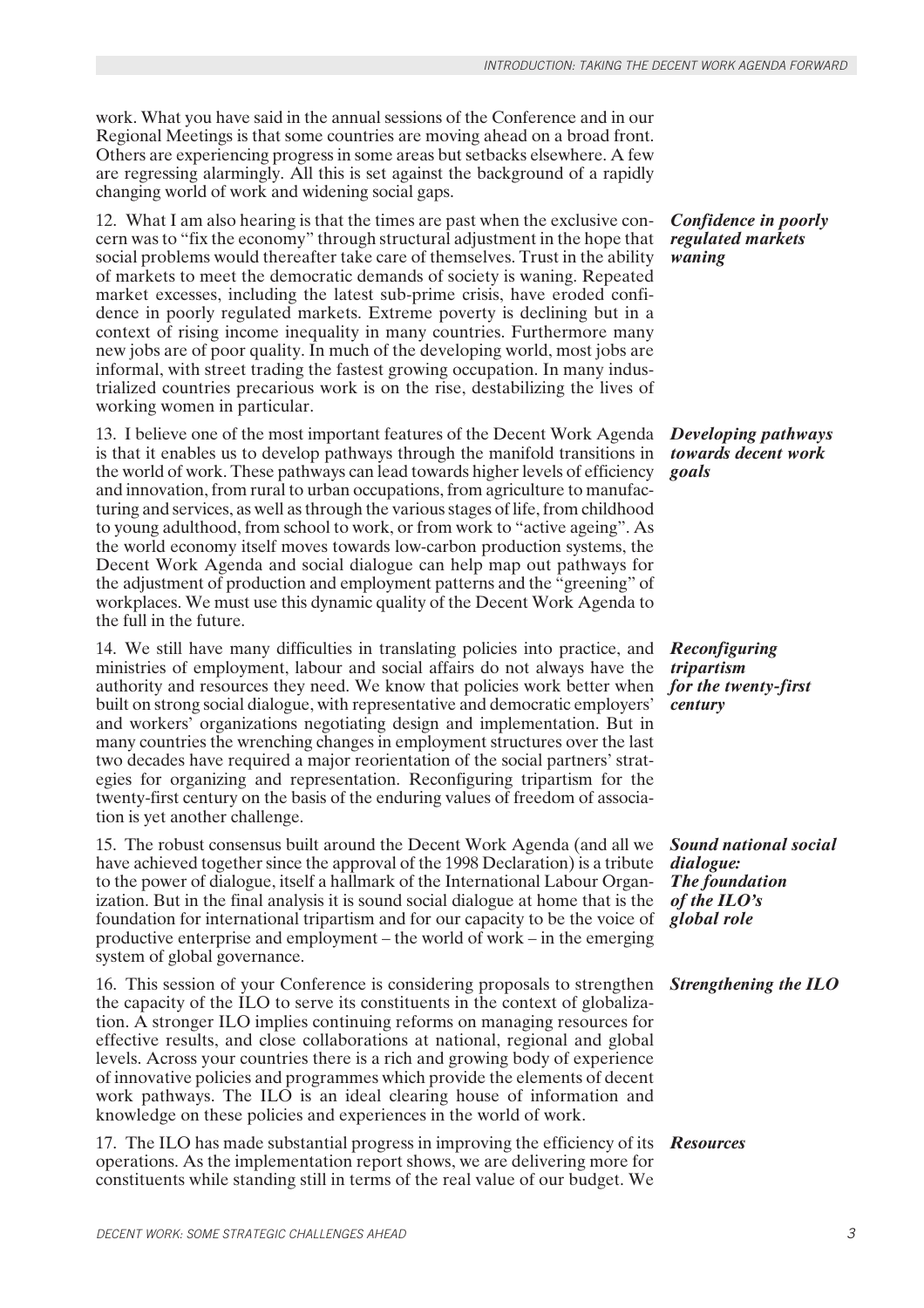work. What you have said in the annual sessions of the Conference and in our Regional Meetings is that some countries are moving ahead on a broad front. Others are experiencing progress in some areas but setbacks elsewhere. A few are regressing alarmingly. All this is set against the background of a rapidly changing world of work and widening social gaps.

***Confidence in poorly regulated markets waning***

12. What I am also hearing is that the times are past when the exclusive concern was to "fix the economy" through structural adjustment in the hope that social problems would thereafter take care of themselves. Trust in the ability of markets to meet the democratic demands of society is waning. Repeated market excesses, including the latest sub-prime crisis, have eroded confidence in poorly regulated markets. Extreme poverty is declining but in a context of rising income inequality in many countries. Furthermore many new jobs are of poor quality. In much of the developing world, most jobs are informal, with street trading the fastest growing occupation. In many industrialized countries precarious work is on the rise, destabilizing the lives of working women in particular.

***Developing pathways towards decent work goals***

13. I believe one of the most important features of the Decent Work Agenda is that it enables us to develop pathways through the manifold transitions in the world of work. These pathways can lead towards higher levels of efficiency and innovation, from rural to urban occupations, from agriculture to manufacturing and services, as well as through the various stages of life, from childhood to young adulthood, from school to work, or from work to "active ageing". As the world economy itself moves towards low-carbon production systems, the Decent Work Agenda and social dialogue can help map out pathways for the adjustment of production and employment patterns and the "greening" of workplaces. We must use this dynamic quality of the Decent Work Agenda to the full in the future.

***Reconfiguring tripartism for the twenty-first century***

14. We still have many difficulties in translating policies into practice, and ministries of employment, labour and social affairs do not always have the authority and resources they need. We know that policies work better when built on strong social dialogue, with representative and democratic employers' and workers' organizations negotiating design and implementation. But in many countries the wrenching changes in employment structures over the last two decades have required a major reorientation of the social partners' strategies for organizing and representation. Reconfiguring tripartism for the twenty-first century on the basis of the enduring values of freedom of association is yet another challenge.

***Sound national social dialogue: The foundation of the ILO's global role***

15. The robust consensus built around the Decent Work Agenda (and all we have achieved together since the approval of the 1998 Declaration) is a tribute to the power of dialogue, itself a hallmark of the International Labour Organization. But in the final analysis it is sound social dialogue at home that is the foundation for international tripartism and for our capacity to be the voice of productive enterprise and employment – the world of work – in the emerging system of global governance.

***Strengthening the ILO***

16. This session of your Conference is considering proposals to strengthen the capacity of the ILO to serve its constituents in the context of globalization. A stronger ILO implies continuing reforms on managing resources for effective results, and close collaborations at national, regional and global levels. Across your countries there is a rich and growing body of experience of innovative policies and programmes which provide the elements of decent work pathways. The ILO is an ideal clearing house of information and knowledge on these policies and experiences in the world of work.

***Resources***

17. The ILO has made substantial progress in improving the efficiency of its operations. As the implementation report shows, we are delivering more for constituents while standing still in terms of the real value of our budget. We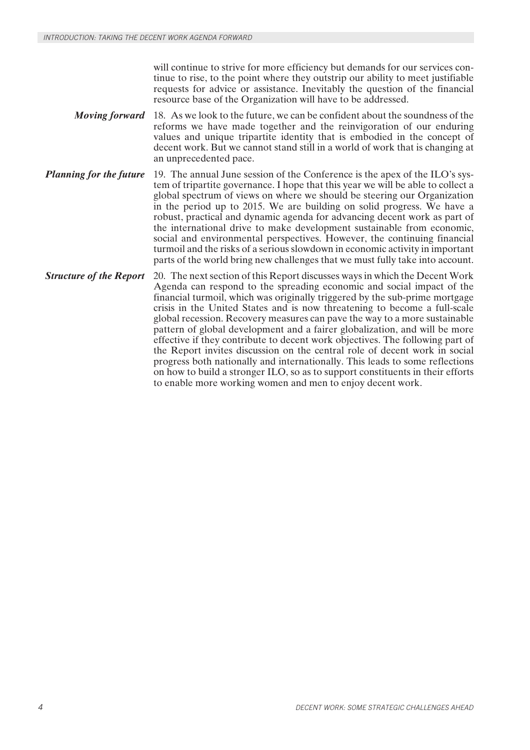will continue to strive for more efficiency but demands for our services continue to rise, to the point where they outstrip our ability to meet justifiable requests for advice or assistance. Inevitably the question of the financial resource base of the Organization will have to be addressed.

***Moving forward***

18. As we look to the future, we can be confident about the soundness of the reforms we have made together and the reinvigoration of our enduring values and unique tripartite identity that is embodied in the concept of decent work. But we cannot stand still in a world of work that is changing at an unprecedented pace.

***Planning for the future***

19. The annual June session of the Conference is the apex of the ILO's system of tripartite governance. I hope that this year we will be able to collect a global spectrum of views on where we should be steering our Organization in the period up to 2015. We are building on solid progress. We have a robust, practical and dynamic agenda for advancing decent work as part of the international drive to make development sustainable from economic, social and environmental perspectives. However, the continuing financial turmoil and the risks of a serious slowdown in economic activity in important parts of the world bring new challenges that we must fully take into account.

***Structure of the Report***

20. The next section of this Report discusses ways in which the Decent Work Agenda can respond to the spreading economic and social impact of the financial turmoil, which was originally triggered by the sub-prime mortgage crisis in the United States and is now threatening to become a full-scale global recession. Recovery measures can pave the way to a more sustainable pattern of global development and a fairer globalization, and will be more effective if they contribute to decent work objectives. The following part of the Report invites discussion on the central role of decent work in social progress both nationally and internationally. This leads to some reflections on how to build a stronger ILO, so as to support constituents in their efforts to enable more working women and men to enjoy decent work.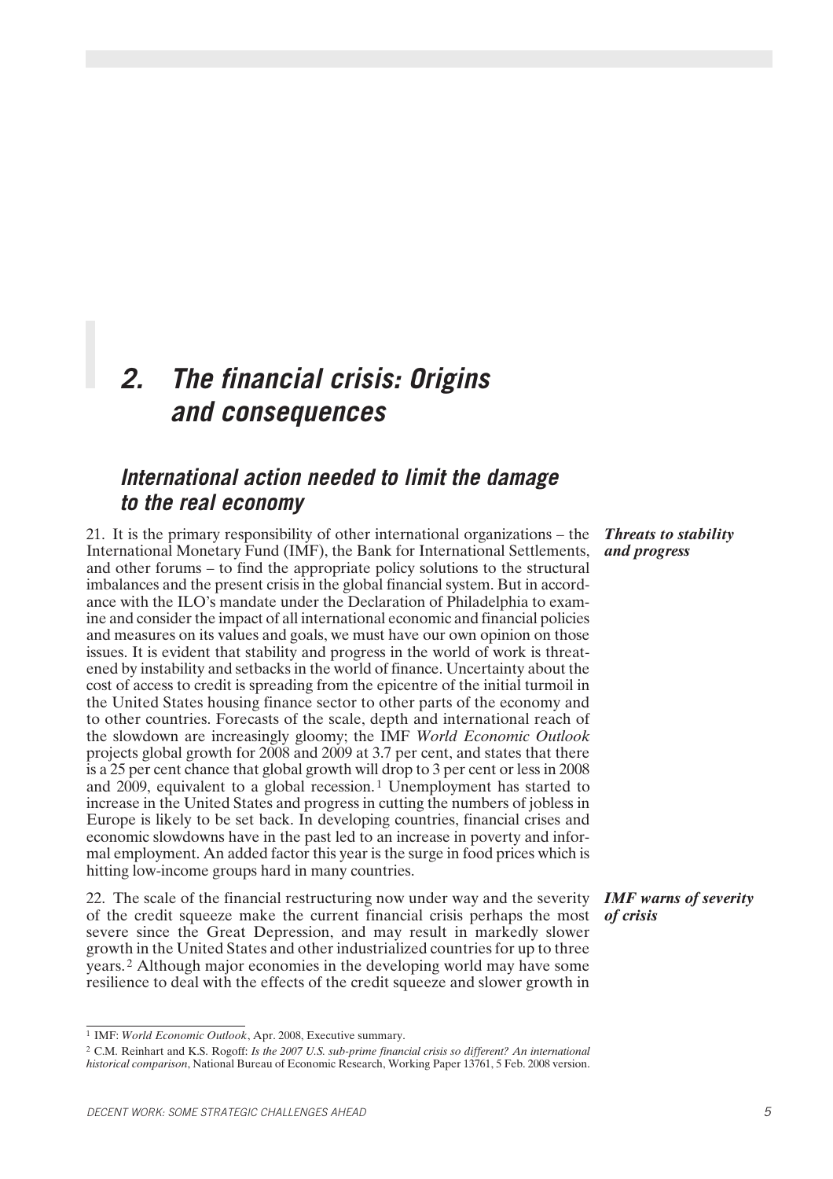# 2. The financial crisis: Origins and consequences

## International action needed to limit the damage to the real economy

***Threats to stability and progress***

21. It is the primary responsibility of other international organizations – the International Monetary Fund (IMF), the Bank for International Settlements, and other forums – to find the appropriate policy solutions to the structural imbalances and the present crisis in the global financial system. But in accordance with the ILO's mandate under the Declaration of Philadelphia to examine and consider the impact of all international economic and financial policies and measures on its values and goals, we must have our own opinion on those issues. It is evident that stability and progress in the world of work is threatened by instability and setbacks in the world of finance. Uncertainty about the cost of access to credit is spreading from the epicentre of the initial turmoil in the United States housing finance sector to other parts of the economy and to other countries. Forecasts of the scale, depth and international reach of the slowdown are increasingly gloomy; the IMF *World Economic Outlook* projects global growth for 2008 and 2009 at 3.7 per cent, and states that there is a 25 per cent chance that global growth will drop to 3 per cent or less in 2008 and 2009, equivalent to a global recession.[1] Unemployment has started to increase in the United States and progress in cutting the numbers of jobless in Europe is likely to be set back. In developing countries, financial crises and economic slowdowns have in the past led to an increase in poverty and informal employment. An added factor this year is the surge in food prices which is hitting low-income groups hard in many countries.

***IMF warns of severity of crisis***

22. The scale of the financial restructuring now under way and the severity of the credit squeeze make the current financial crisis perhaps the most severe since the Great Depression, and may result in markedly slower growth in the United States and other industrialized countries for up to three years.[2] Although major economies in the developing world may have some resilience to deal with the effects of the credit squeeze and slower growth in

---

[1] IMF: *World Economic Outlook*, Apr. 2008, Executive summary.

[2] C.M. Reinhart and K.S. Rogoff: *Is the 2007 U.S. sub-prime financial crisis so different? An international historical comparison*, National Bureau of Economic Research, Working Paper 13761, 5 Feb. 2008 version.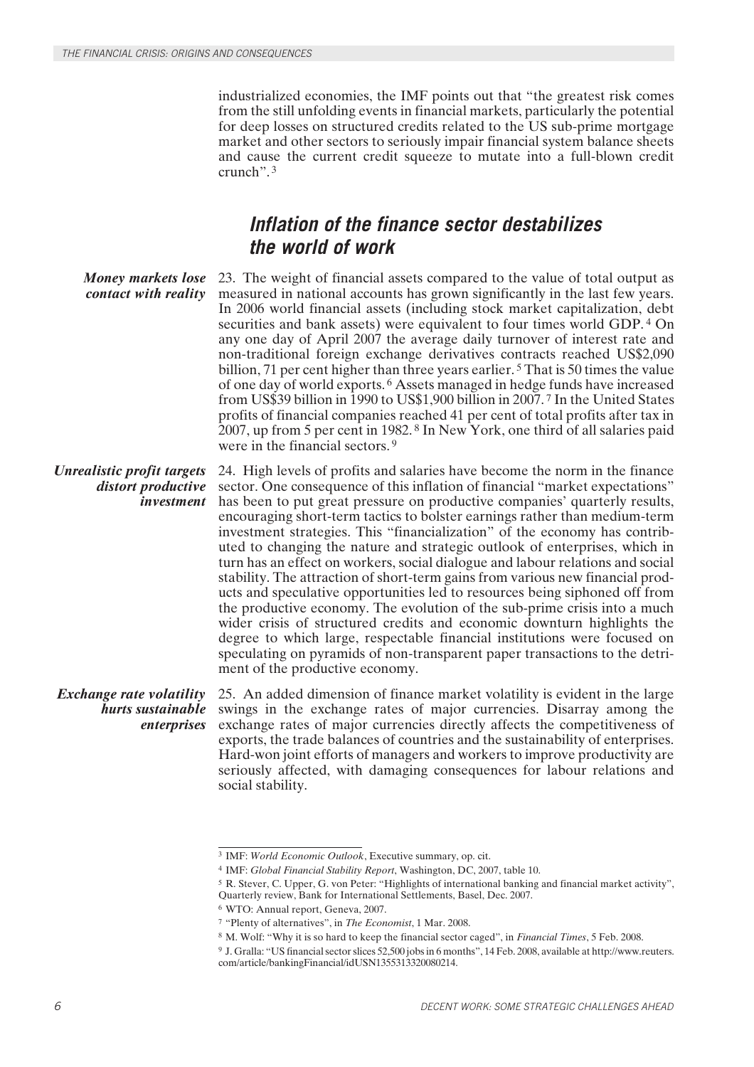industrialized economies, the IMF points out that "the greatest risk comes from the still unfolding events in financial markets, particularly the potential for deep losses on structured credits related to the US sub-prime mortgage market and other sectors to seriously impair financial system balance sheets and cause the current credit squeeze to mutate into a full-blown credit crunch".[3]

## Inflation of the finance sector destabilizes the world of work

***Money markets lose contact with reality***

23. The weight of financial assets compared to the value of total output as measured in national accounts has grown significantly in the last few years. In 2006 world financial assets (including stock market capitalization, debt securities and bank assets) were equivalent to four times world GDP.[4] On any one day of April 2007 the average daily turnover of interest rate and non-traditional foreign exchange derivatives contracts reached US$2,090 billion, 71 per cent higher than three years earlier.[5] That is 50 times the value of one day of world exports.[6] Assets managed in hedge funds have increased from US$39 billion in 1990 to US$1,900 billion in 2007.[7] In the United States profits of financial companies reached 41 per cent of total profits after tax in 2007, up from 5 per cent in 1982.[8] In New York, one third of all salaries paid were in the financial sectors.[9]

***Unrealistic profit targets distort productive investment***

24. High levels of profits and salaries have become the norm in the finance sector. One consequence of this inflation of financial "market expectations" has been to put great pressure on productive companies' quarterly results, encouraging short-term tactics to bolster earnings rather than medium-term investment strategies. This "financialization" of the economy has contributed to changing the nature and strategic outlook of enterprises, which in turn has an effect on workers, social dialogue and labour relations and social stability. The attraction of short-term gains from various new financial products and speculative opportunities led to resources being siphoned off from the productive economy. The evolution of the sub-prime crisis into a much wider crisis of structured credits and economic downturn highlights the degree to which large, respectable financial institutions were focused on speculating on pyramids of non-transparent paper transactions to the detriment of the productive economy.

***Exchange rate volatility hurts sustainable enterprises***

25. An added dimension of finance market volatility is evident in the large swings in the exchange rates of major currencies. Disarray among the exchange rates of major currencies directly affects the competitiveness of exports, the trade balances of countries and the sustainability of enterprises. Hard-won joint efforts of managers and workers to improve productivity are seriously affected, with damaging consequences for labour relations and social stability.

---

[3] IMF: *World Economic Outlook*, Executive summary, op. cit.

[4] IMF: *Global Financial Stability Report*, Washington, DC, 2007, table 10.

[5] R. Stever, C. Upper, G. von Peter: "Highlights of international banking and financial market activity", Quarterly review, Bank for International Settlements, Basel, Dec. 2007.

[6] WTO: Annual report, Geneva, 2007.

[7] "Plenty of alternatives", in *The Economist*, 1 Mar. 2008.

[8] M. Wolf: "Why it is so hard to keep the financial sector caged", in *Financial Times*, 5 Feb. 2008.

[9] J. Gralla: "US financial sector slices 52,500 jobs in 6 months", 14 Feb. 2008, available at http://www.reuters.com/article/bankingFinancial/idUSN1355313320080214.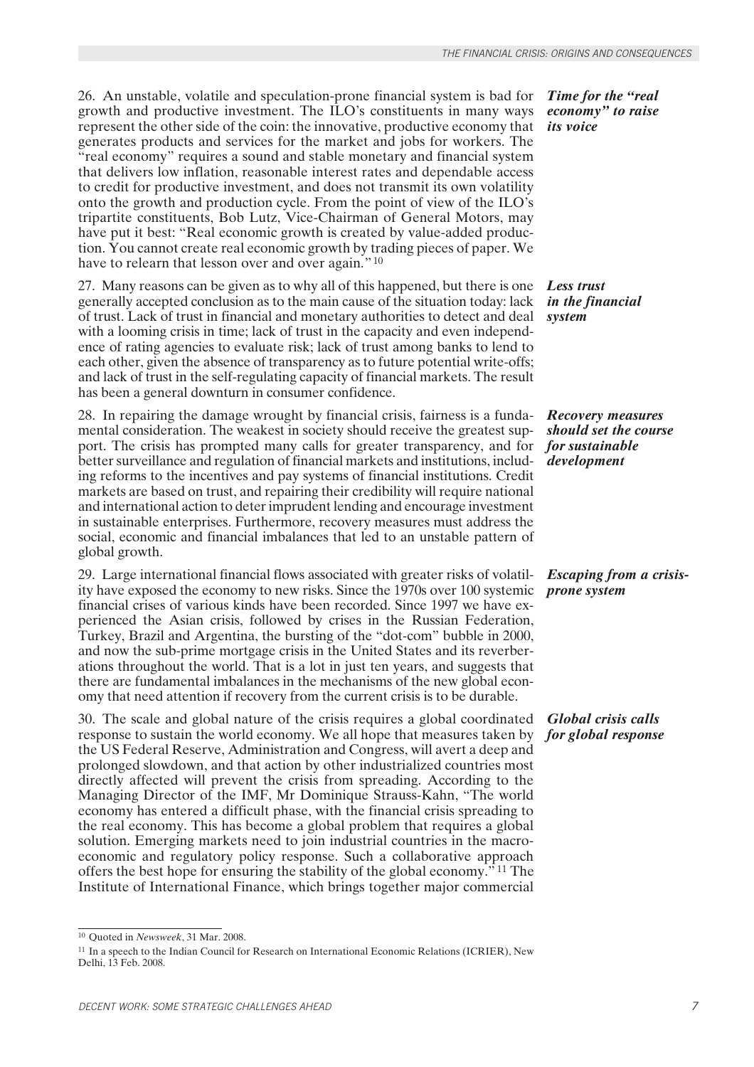***Time for the "real economy" to raise its voice***

26. An unstable, volatile and speculation-prone financial system is bad for growth and productive investment. The ILO's constituents in many ways represent the other side of the coin: the innovative, productive economy that generates products and services for the market and jobs for workers. The "real economy" requires a sound and stable monetary and financial system that delivers low inflation, reasonable interest rates and dependable access to credit for productive investment, and does not transmit its own volatility onto the growth and production cycle. From the point of view of the ILO's tripartite constituents, Bob Lutz, Vice-Chairman of General Motors, may have put it best: "Real economic growth is created by value-added production. You cannot create real economic growth by trading pieces of paper. We have to relearn that lesson over and over again."[10]

***Less trust in the financial system***

27. Many reasons can be given as to why all of this happened, but there is one generally accepted conclusion as to the main cause of the situation today: lack of trust. Lack of trust in financial and monetary authorities to detect and deal with a looming crisis in time; lack of trust in the capacity and even independence of rating agencies to evaluate risk; lack of trust among banks to lend to each other, given the absence of transparency as to future potential write-offs; and lack of trust in the self-regulating capacity of financial markets. The result has been a general downturn in consumer confidence.

***Recovery measures should set the course for sustainable development***

28. In repairing the damage wrought by financial crisis, fairness is a fundamental consideration. The weakest in society should receive the greatest support. The crisis has prompted many calls for greater transparency, and for better surveillance and regulation of financial markets and institutions, including reforms to the incentives and pay systems of financial institutions. Credit markets are based on trust, and repairing their credibility will require national and international action to deter imprudent lending and encourage investment in sustainable enterprises. Furthermore, recovery measures must address the social, economic and financial imbalances that led to an unstable pattern of global growth.

***Escaping from a crisis-prone system***

29. Large international financial flows associated with greater risks of volatility have exposed the economy to new risks. Since the 1970s over 100 systemic financial crises of various kinds have been recorded. Since 1997 we have experienced the Asian crisis, followed by crises in the Russian Federation, Turkey, Brazil and Argentina, the bursting of the "dot-com" bubble in 2000, and now the sub-prime mortgage crisis in the United States and its reverberations throughout the world. That is a lot in just ten years, and suggests that there are fundamental imbalances in the mechanisms of the new global economy that need attention if recovery from the current crisis is to be durable.

***Global crisis calls for global response***

30. The scale and global nature of the crisis requires a global coordinated response to sustain the world economy. We all hope that measures taken by the US Federal Reserve, Administration and Congress, will avert a deep and prolonged slowdown, and that action by other industrialized countries most directly affected will prevent the crisis from spreading. According to the Managing Director of the IMF, Mr Dominique Strauss-Kahn, "The world economy has entered a difficult phase, with the financial crisis spreading to the real economy. This has become a global problem that requires a global solution. Emerging markets need to join industrial countries in the macroeconomic and regulatory policy response. Such a collaborative approach offers the best hope for ensuring the stability of the global economy."[11] The Institute of International Finance, which brings together major commercial

---

[10] Quoted in *Newsweek*, 31 Mar. 2008.

[11] In a speech to the Indian Council for Research on International Economic Relations (ICRIER), New Delhi, 13 Feb. 2008.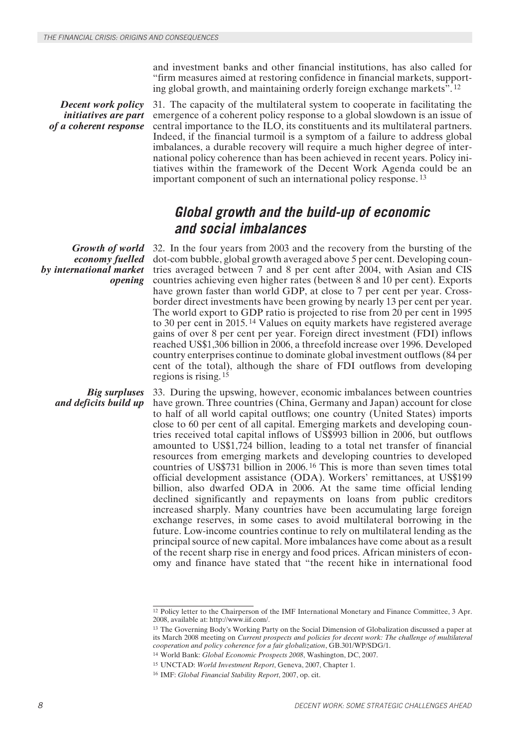and investment banks and other financial institutions, has also called for "firm measures aimed at restoring confidence in financial markets, supporting global growth, and maintaining orderly foreign exchange markets".[12]

***Decent work policy initiatives are part of a coherent response***

31. The capacity of the multilateral system to cooperate in facilitating the emergence of a coherent policy response to a global slowdown is an issue of central importance to the ILO, its constituents and its multilateral partners. Indeed, if the financial turmoil is a symptom of a failure to address global imbalances, a durable recovery will require a much higher degree of international policy coherence than has been achieved in recent years. Policy initiatives within the framework of the Decent Work Agenda could be an important component of such an international policy response.[13]

## Global growth and the build-up of economic and social imbalances

***Growth of world economy fuelled by international market opening***

32. In the four years from 2003 and the recovery from the bursting of the dot-com bubble, global growth averaged above 5 per cent. Developing countries averaged between 7 and 8 per cent after 2004, with Asian and CIS countries achieving even higher rates (between 8 and 10 per cent). Exports have grown faster than world GDP, at close to 7 per cent per year. Cross-border direct investments have been growing by nearly 13 per cent per year. The world export to GDP ratio is projected to rise from 20 per cent in 1995 to 30 per cent in 2015.[14] Values on equity markets have registered average gains of over 8 per cent per year. Foreign direct investment (FDI) inflows reached US$1,306 billion in 2006, a threefold increase over 1996. Developed country enterprises continue to dominate global investment outflows (84 per cent of the total), although the share of FDI outflows from developing regions is rising.[15]

***Big surpluses and deficits build up***

33. During the upswing, however, economic imbalances between countries have grown. Three countries (China, Germany and Japan) account for close to half of all world capital outflows; one country (United States) imports close to 60 per cent of all capital. Emerging markets and developing countries received total capital inflows of US$993 billion in 2006, but outflows amounted to US$1,724 billion, leading to a total net transfer of financial resources from emerging markets and developing countries to developed countries of US$731 billion in 2006.[16] This is more than seven times total official development assistance (ODA). Workers' remittances, at US$199 billion, also dwarfed ODA in 2006. At the same time official lending declined significantly and repayments on loans from public creditors increased sharply. Many countries have been accumulating large foreign exchange reserves, in some cases to avoid multilateral borrowing in the future. Low-income countries continue to rely on multilateral lending as the principal source of new capital. More imbalances have come about as a result of the recent sharp rise in energy and food prices. African ministers of economy and finance have stated that "the recent hike in international food

---

[12] Policy letter to the Chairperson of the IMF International Monetary and Finance Committee, 3 Apr. 2008, available at: http://www.iif.com/.

[13] The Governing Body's Working Party on the Social Dimension of Globalization discussed a paper at its March 2008 meeting on *Current prospects and policies for decent work: The challenge of multilateral cooperation and policy coherence for a fair globalization*, GB.301/WP/SDG/1.

[14] World Bank: *Global Economic Prospects 2008*, Washington, DC, 2007.

[15] UNCTAD: *World Investment Report*, Geneva, 2007, Chapter 1.

[16] IMF: *Global Financial Stability Report*, 2007, op. cit.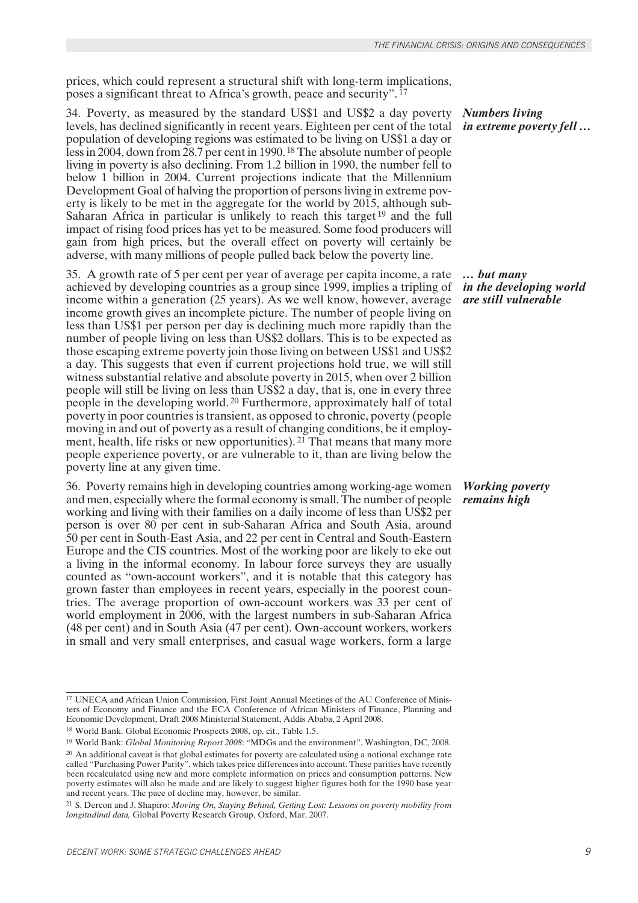prices, which could represent a structural shift with long-term implications, poses a significant threat to Africa's growth, peace and security".[17]

***Numbers living in extreme poverty fell …***

34. Poverty, as measured by the standard US$1 and US$2 a day poverty levels, has declined significantly in recent years. Eighteen per cent of the total population of developing regions was estimated to be living on US$1 a day or less in 2004, down from 28.7 per cent in 1990.[18] The absolute number of people living in poverty is also declining. From 1.2 billion in 1990, the number fell to below 1 billion in 2004. Current projections indicate that the Millennium Development Goal of halving the proportion of persons living in extreme poverty is likely to be met in the aggregate for the world by 2015, although sub-Saharan Africa in particular is unlikely to reach this target[19] and the full impact of rising food prices has yet to be measured. Some food producers will gain from high prices, but the overall effect on poverty will certainly be adverse, with many millions of people pulled back below the poverty line.

***… but many in the developing world are still vulnerable***

35. A growth rate of 5 per cent per year of average per capita income, a rate achieved by developing countries as a group since 1999, implies a tripling of income within a generation (25 years). As we well know, however, average income growth gives an incomplete picture. The number of people living on less than US$1 per person per day is declining much more rapidly than the number of people living on less than US$2 dollars. This is to be expected as those escaping extreme poverty join those living on between US$1 and US$2 a day. This suggests that even if current projections hold true, we will still witness substantial relative and absolute poverty in 2015, when over 2 billion people will still be living on less than US$2 a day, that is, one in every three people in the developing world.[20] Furthermore, approximately half of total poverty in poor countries is transient, as opposed to chronic, poverty (people moving in and out of poverty as a result of changing conditions, be it employment, health, life risks or new opportunities).[21] That means that many more people experience poverty, or are vulnerable to it, than are living below the poverty line at any given time.

***Working poverty remains high***

36. Poverty remains high in developing countries among working-age women and men, especially where the formal economy is small. The number of people working and living with their families on a daily income of less than US$2 per person is over 80 per cent in sub-Saharan Africa and South Asia, around 50 per cent in South-East Asia, and 22 per cent in Central and South-Eastern Europe and the CIS countries. Most of the working poor are likely to eke out a living in the informal economy. In labour force surveys they are usually counted as "own-account workers", and it is notable that this category has grown faster than employees in recent years, especially in the poorest countries. The average proportion of own-account workers was 33 per cent of world employment in 2006, with the largest numbers in sub-Saharan Africa (48 per cent) and in South Asia (47 per cent). Own-account workers, workers in small and very small enterprises, and casual wage workers, form a large

---

[17] UNECA and African Union Commission, First Joint Annual Meetings of the AU Conference of Ministers of Economy and Finance and the ECA Conference of African Ministers of Finance, Planning and Economic Development, Draft 2008 Ministerial Statement, Addis Ababa, 2 April 2008.

[18] World Bank. Global Economic Prospects 2008, op. cit., Table 1.5.

[19] World Bank: *Global Monitoring Report 2008*: "MDGs and the environment", Washington, DC, 2008.

[20] An additional caveat is that global estimates for poverty are calculated using a notional exchange rate called "Purchasing Power Parity", which takes price differences into account. These parities have recently been recalculated using new and more complete information on prices and consumption patterns. New poverty estimates will also be made and are likely to suggest higher figures both for the 1990 base year and recent years. The pace of decline may, however, be similar.

[21] S. Dercon and J. Shapiro: *Moving On, Staying Behind, Getting Lost: Lessons on poverty mobility from longitudinal data,* Global Poverty Research Group, Oxford, Mar. 2007.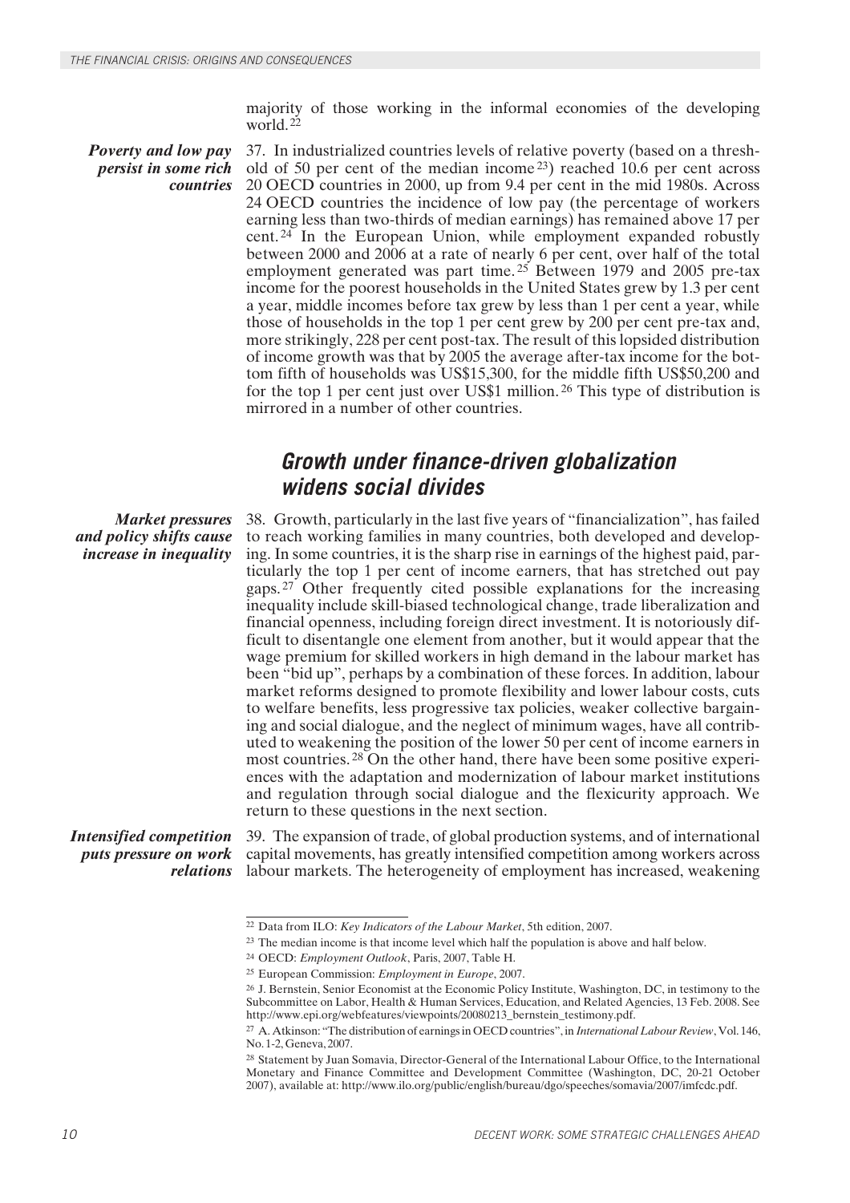majority of those working in the informal economies of the developing world.[22]

***Poverty and low pay persist in some rich countries***

37. In industrialized countries levels of relative poverty (based on a threshold of 50 per cent of the median income[23]) reached 10.6 per cent across 20 OECD countries in 2000, up from 9.4 per cent in the mid 1980s. Across 24 OECD countries the incidence of low pay (the percentage of workers earning less than two-thirds of median earnings) has remained above 17 per cent.[24] In the European Union, while employment expanded robustly between 2000 and 2006 at a rate of nearly 6 per cent, over half of the total employment generated was part time.[25] Between 1979 and 2005 pre-tax income for the poorest households in the United States grew by 1.3 per cent a year, middle incomes before tax grew by less than 1 per cent a year, while those of households in the top 1 per cent grew by 200 per cent pre-tax and, more strikingly, 228 per cent post-tax. The result of this lopsided distribution of income growth was that by 2005 the average after-tax income for the bottom fifth of households was US$15,300, for the middle fifth US$50,200 and for the top 1 per cent just over US$1 million.[26] This type of distribution is mirrored in a number of other countries.

## Growth under finance-driven globalization widens social divides

***Market pressures and policy shifts cause increase in inequality***

38. Growth, particularly in the last five years of "financialization", has failed to reach working families in many countries, both developed and developing. In some countries, it is the sharp rise in earnings of the highest paid, particularly the top 1 per cent of income earners, that has stretched out pay gaps.[27] Other frequently cited possible explanations for the increasing inequality include skill-biased technological change, trade liberalization and financial openness, including foreign direct investment. It is notoriously difficult to disentangle one element from another, but it would appear that the wage premium for skilled workers in high demand in the labour market has been "bid up", perhaps by a combination of these forces. In addition, labour market reforms designed to promote flexibility and lower labour costs, cuts to welfare benefits, less progressive tax policies, weaker collective bargaining and social dialogue, and the neglect of minimum wages, have all contributed to weakening the position of the lower 50 per cent of income earners in most countries.[28] On the other hand, there have been some positive experiences with the adaptation and modernization of labour market institutions and regulation through social dialogue and the flexicurity approach. We return to these questions in the next section.

***Intensified competition puts pressure on work relations***

39. The expansion of trade, of global production systems, and of international capital movements, has greatly intensified competition among workers across labour markets. The heterogeneity of employment has increased, weakening

---

[22] Data from ILO: *Key Indicators of the Labour Market*, 5th edition, 2007.

[23] The median income is that income level which half the population is above and half below.

[24] OECD: *Employment Outlook*, Paris, 2007, Table H.

[25] European Commission: *Employment in Europe*, 2007.

[26] J. Bernstein, Senior Economist at the Economic Policy Institute, Washington, DC, in testimony to the Subcommittee on Labor, Health & Human Services, Education, and Related Agencies, 13 Feb. 2008. See http://www.epi.org/webfeatures/viewpoints/20080213_bernstein_testimony.pdf.

[27] A. Atkinson: "The distribution of earnings in OECD countries", in *International Labour Review*, Vol. 146, No. 1-2, Geneva, 2007.

[28] Statement by Juan Somavia, Director-General of the International Labour Office, to the International Monetary and Finance Committee and Development Committee (Washington, DC, 20-21 October 2007), available at: http://www.ilo.org/public/english/bureau/dgo/speeches/somavia/2007/imfcdc.pdf.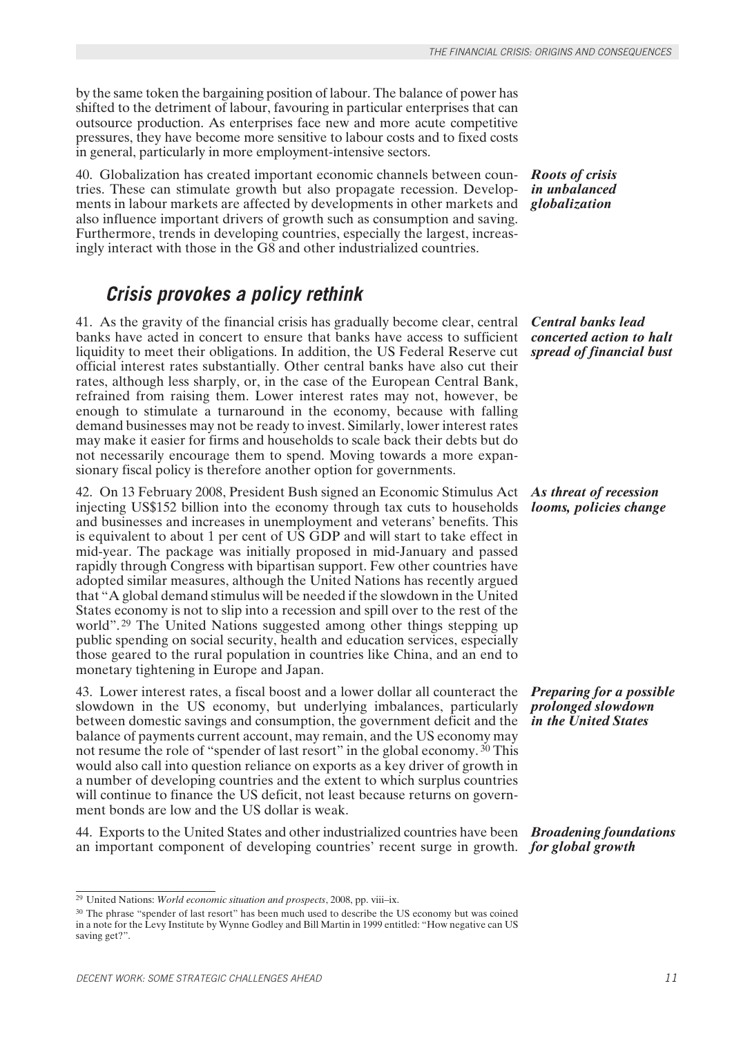by the same token the bargaining position of labour. The balance of power has shifted to the detriment of labour, favouring in particular enterprises that can outsource production. As enterprises face new and more acute competitive pressures, they have become more sensitive to labour costs and to fixed costs in general, particularly in more employment-intensive sectors.

***Roots of crisis in unbalanced globalization***

40. Globalization has created important economic channels between countries. These can stimulate growth but also propagate recession. Developments in labour markets are affected by developments in other markets and also influence important drivers of growth such as consumption and saving. Furthermore, trends in developing countries, especially the largest, increasingly interact with those in the G8 and other industrialized countries.

## *Crisis provokes a policy rethink*

***Central banks lead concerted action to halt spread of financial bust***

41. As the gravity of the financial crisis has gradually become clear, central banks have acted in concert to ensure that banks have access to sufficient liquidity to meet their obligations. In addition, the US Federal Reserve cut official interest rates substantially. Other central banks have also cut their rates, although less sharply, or, in the case of the European Central Bank, refrained from raising them. Lower interest rates may not, however, be enough to stimulate a turnaround in the economy, because with falling demand businesses may not be ready to invest. Similarly, lower interest rates may make it easier for firms and households to scale back their debts but do not necessarily encourage them to spend. Moving towards a more expansionary fiscal policy is therefore another option for governments.

***As threat of recession looms, policies change***

42. On 13 February 2008, President Bush signed an Economic Stimulus Act injecting US$152 billion into the economy through tax cuts to households and businesses and increases in unemployment and veterans' benefits. This is equivalent to about 1 per cent of US GDP and will start to take effect in mid-year. The package was initially proposed in mid-January and passed rapidly through Congress with bipartisan support. Few other countries have adopted similar measures, although the United Nations has recently argued that "A global demand stimulus will be needed if the slowdown in the United States economy is not to slip into a recession and spill over to the rest of the world".[29] The United Nations suggested among other things stepping up public spending on social security, health and education services, especially those geared to the rural population in countries like China, and an end to monetary tightening in Europe and Japan.

***Preparing for a possible prolonged slowdown in the United States***

43. Lower interest rates, a fiscal boost and a lower dollar all counteract the slowdown in the US economy, but underlying imbalances, particularly between domestic savings and consumption, the government deficit and the balance of payments current account, may remain, and the US economy may not resume the role of "spender of last resort" in the global economy.[30] This would also call into question reliance on exports as a key driver of growth in a number of developing countries and the extent to which surplus countries will continue to finance the US deficit, not least because returns on government bonds are low and the US dollar is weak.

***Broadening foundations for global growth***

44. Exports to the United States and other industrialized countries have been an important component of developing countries' recent surge in growth.

---

[29] United Nations: *World economic situation and prospects*, 2008, pp. viii–ix.

[30] The phrase "spender of last resort" has been much used to describe the US economy but was coined in a note for the Levy Institute by Wynne Godley and Bill Martin in 1999 entitled: "How negative can US saving get?".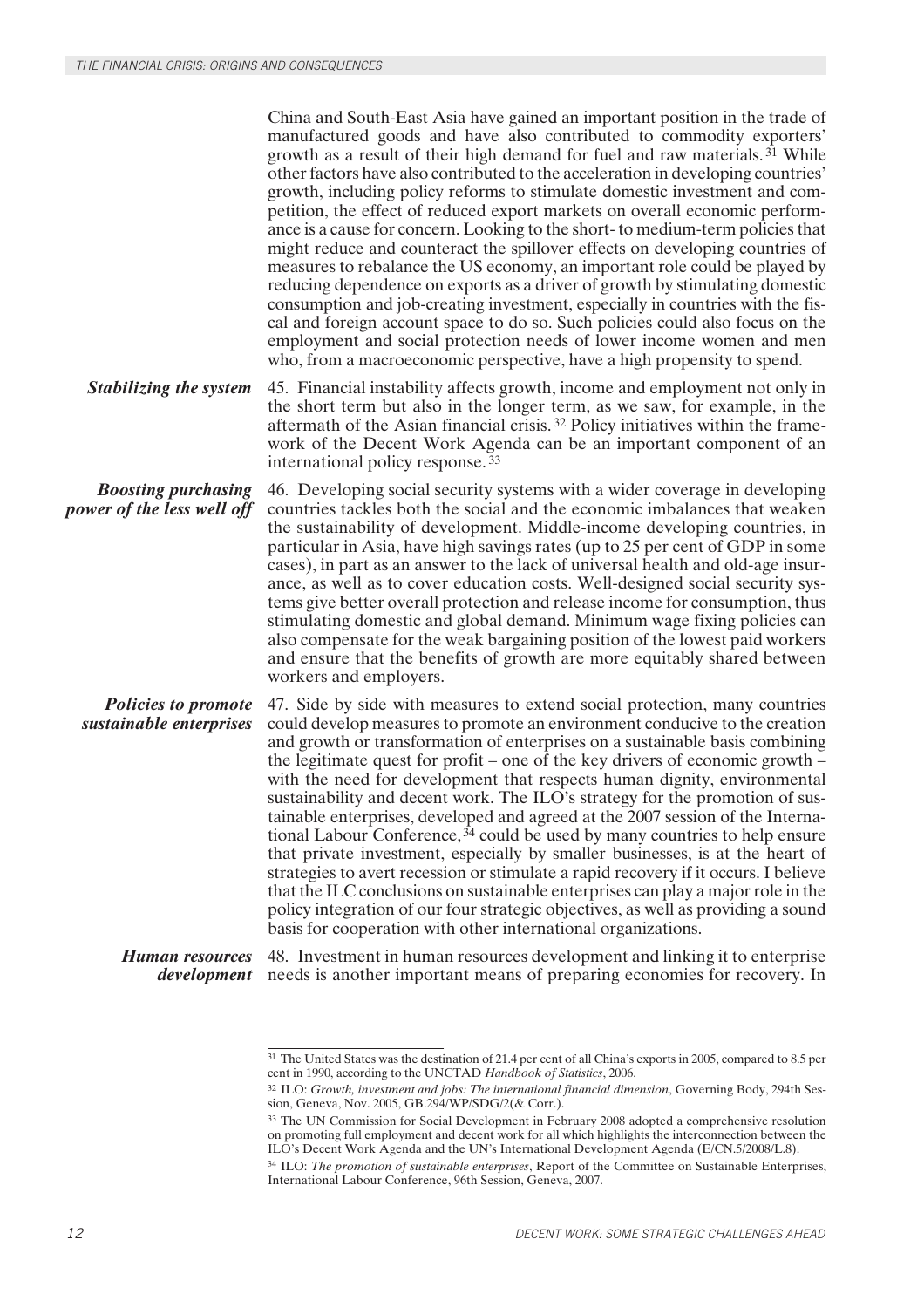China and South-East Asia have gained an important position in the trade of manufactured goods and have also contributed to commodity exporters' growth as a result of their high demand for fuel and raw materials.[31] While other factors have also contributed to the acceleration in developing countries' growth, including policy reforms to stimulate domestic investment and competition, the effect of reduced export markets on overall economic performance is a cause for concern. Looking to the short- to medium-term policies that might reduce and counteract the spillover effects on developing countries of measures to rebalance the US economy, an important role could be played by reducing dependence on exports as a driver of growth by stimulating domestic consumption and job-creating investment, especially in countries with the fiscal and foreign account space to do so. Such policies could also focus on the employment and social protection needs of lower income women and men who, from a macroeconomic perspective, have a high propensity to spend.

***Stabilizing the system***

45. Financial instability affects growth, income and employment not only in the short term but also in the longer term, as we saw, for example, in the aftermath of the Asian financial crisis.[32] Policy initiatives within the framework of the Decent Work Agenda can be an important component of an international policy response.[33]

***Boosting purchasing power of the less well off***

46. Developing social security systems with a wider coverage in developing countries tackles both the social and the economic imbalances that weaken the sustainability of development. Middle-income developing countries, in particular in Asia, have high savings rates (up to 25 per cent of GDP in some cases), in part as an answer to the lack of universal health and old-age insurance, as well as to cover education costs. Well-designed social security systems give better overall protection and release income for consumption, thus stimulating domestic and global demand. Minimum wage fixing policies can also compensate for the weak bargaining position of the lowest paid workers and ensure that the benefits of growth are more equitably shared between workers and employers.

***Policies to promote sustainable enterprises***

47. Side by side with measures to extend social protection, many countries could develop measures to promote an environment conducive to the creation and growth or transformation of enterprises on a sustainable basis combining the legitimate quest for profit – one of the key drivers of economic growth – with the need for development that respects human dignity, environmental sustainability and decent work. The ILO's strategy for the promotion of sustainable enterprises, developed and agreed at the 2007 session of the International Labour Conference,[34] could be used by many countries to help ensure that private investment, especially by smaller businesses, is at the heart of strategies to avert recession or stimulate a rapid recovery if it occurs. I believe that the ILC conclusions on sustainable enterprises can play a major role in the policy integration of our four strategic objectives, as well as providing a sound basis for cooperation with other international organizations.

***Human resources development***

48. Investment in human resources development and linking it to enterprise needs is another important means of preparing economies for recovery. In

---

[31] The United States was the destination of 21.4 per cent of all China's exports in 2005, compared to 8.5 per cent in 1990, according to the UNCTAD *Handbook of Statistics*, 2006.

[32] ILO: *Growth, investment and jobs: The international financial dimension*, Governing Body, 294th Session, Geneva, Nov. 2005, GB.294/WP/SDG/2(& Corr.).

[33] The UN Commission for Social Development in February 2008 adopted a comprehensive resolution on promoting full employment and decent work for all which highlights the interconnection between the ILO's Decent Work Agenda and the UN's International Development Agenda (E/CN.5/2008/L.8).

[34] ILO: *The promotion of sustainable enterprises*, Report of the Committee on Sustainable Enterprises, International Labour Conference, 96th Session, Geneva, 2007.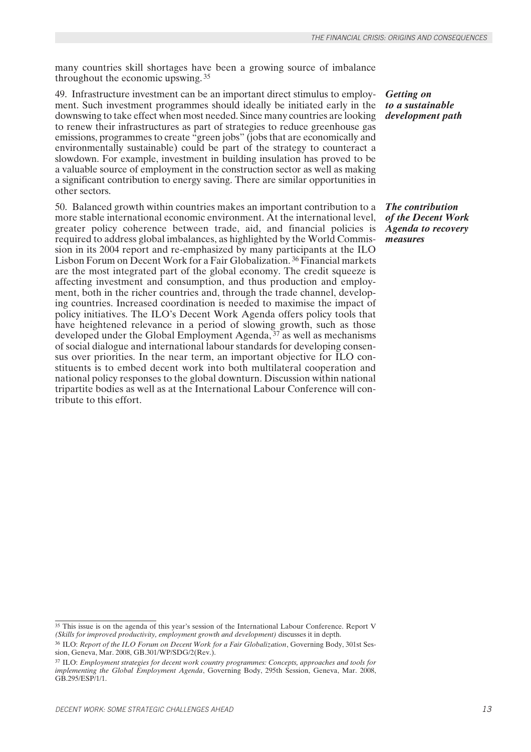many countries skill shortages have been a growing source of imbalance throughout the economic upswing. [35]

***Getting on to a sustainable development path***

49. Infrastructure investment can be an important direct stimulus to employment. Such investment programmes should ideally be initiated early in the downswing to take effect when most needed. Since many countries are looking to renew their infrastructures as part of strategies to reduce greenhouse gas emissions, programmes to create "green jobs" (jobs that are economically and environmentally sustainable) could be part of the strategy to counteract a slowdown. For example, investment in building insulation has proved to be a valuable source of employment in the construction sector as well as making a significant contribution to energy saving. There are similar opportunities in other sectors.

***The contribution of the Decent Work Agenda to recovery measures***

50. Balanced growth within countries makes an important contribution to a more stable international economic environment. At the international level, greater policy coherence between trade, aid, and financial policies is required to address global imbalances, as highlighted by the World Commission in its 2004 report and re-emphasized by many participants at the ILO Lisbon Forum on Decent Work for a Fair Globalization. [36] Financial markets are the most integrated part of the global economy. The credit squeeze is affecting investment and consumption, and thus production and employment, both in the richer countries and, through the trade channel, developing countries. Increased coordination is needed to maximise the impact of policy initiatives. The ILO's Decent Work Agenda offers policy tools that have heightened relevance in a period of slowing growth, such as those developed under the Global Employment Agenda, [37] as well as mechanisms of social dialogue and international labour standards for developing consensus over priorities. In the near term, an important objective for ILO constituents is to embed decent work into both multilateral cooperation and national policy responses to the global downturn. Discussion within national tripartite bodies as well as at the International Labour Conference will contribute to this effort.

---

[35] This issue is on the agenda of this year's session of the International Labour Conference. Report V *(Skills for improved productivity, employment growth and development)* discusses it in depth.

[36] ILO: *Report of the ILO Forum on Decent Work for a Fair Globalization*, Governing Body, 301st Session, Geneva, Mar. 2008, GB.301/WP/SDG/2(Rev.).

[37] ILO: *Employment strategies for decent work country programmes: Concepts, approaches and tools for implementing the Global Employment Agenda*, Governing Body, 295th Session, Geneva, Mar. 2008, GB.295/ESP/1/1.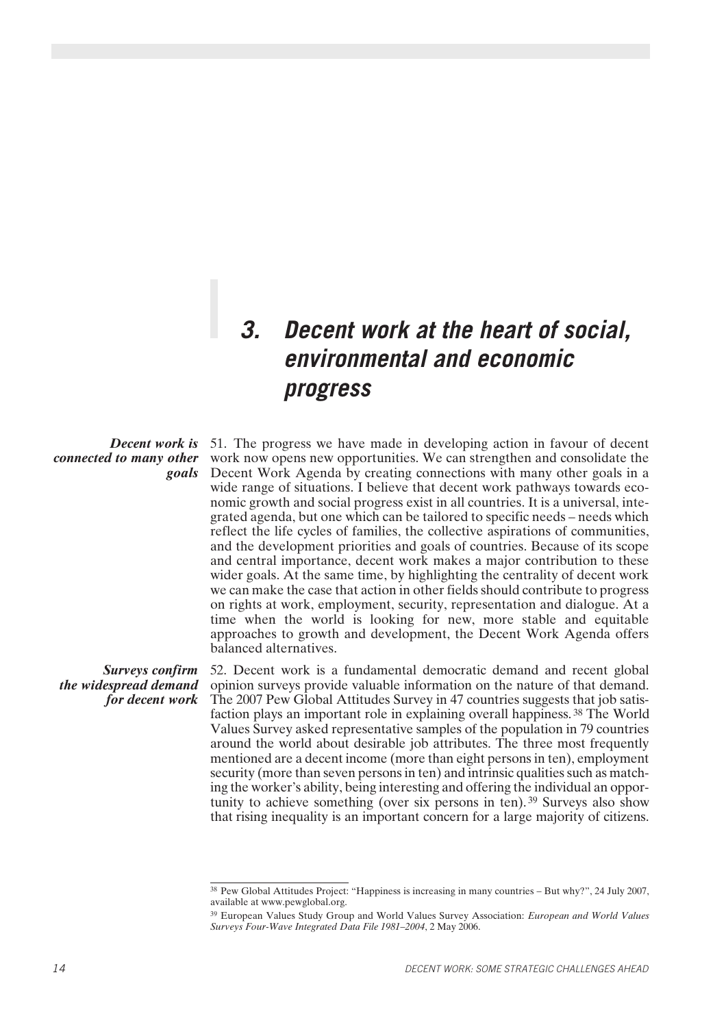# 3. Decent work at the heart of social, environmental and economic progress

***Decent work is connected to many other goals***

51. The progress we have made in developing action in favour of decent work now opens new opportunities. We can strengthen and consolidate the Decent Work Agenda by creating connections with many other goals in a wide range of situations. I believe that decent work pathways towards economic growth and social progress exist in all countries. It is a universal, integrated agenda, but one which can be tailored to specific needs – needs which reflect the life cycles of families, the collective aspirations of communities, and the development priorities and goals of countries. Because of its scope and central importance, decent work makes a major contribution to these wider goals. At the same time, by highlighting the centrality of decent work we can make the case that action in other fields should contribute to progress on rights at work, employment, security, representation and dialogue. At a time when the world is looking for new, more stable and equitable approaches to growth and development, the Decent Work Agenda offers balanced alternatives.

***Surveys confirm the widespread demand for decent work***

52. Decent work is a fundamental democratic demand and recent global opinion surveys provide valuable information on the nature of that demand. The 2007 Pew Global Attitudes Survey in 47 countries suggests that job satisfaction plays an important role in explaining overall happiness.[38] The World Values Survey asked representative samples of the population in 79 countries around the world about desirable job attributes. The three most frequently mentioned are a decent income (more than eight persons in ten), employment security (more than seven persons in ten) and intrinsic qualities such as matching the worker's ability, being interesting and offering the individual an opportunity to achieve something (over six persons in ten).[39] Surveys also show that rising inequality is an important concern for a large majority of citizens.

---

[38] Pew Global Attitudes Project: "Happiness is increasing in many countries – But why?", 24 July 2007, available at www.pewglobal.org.

[39] European Values Study Group and World Values Survey Association: *European and World Values Surveys Four-Wave Integrated Data File 1981–2004*, 2 May 2006.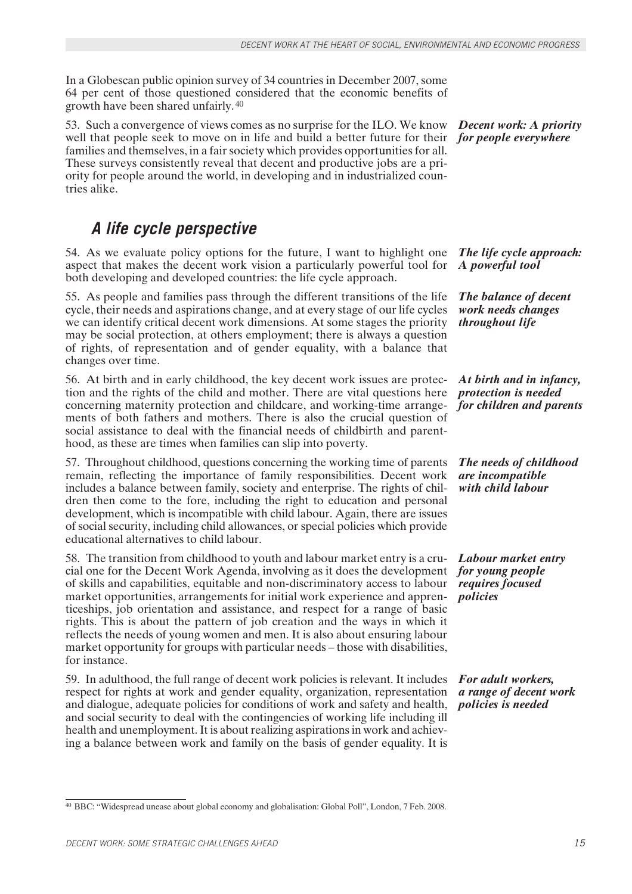In a Globescan public opinion survey of 34 countries in December 2007, some 64 per cent of those questioned considered that the economic benefits of growth have been shared unfairly.[40]

*Decent work: A priority for people everywhere*

53. Such a convergence of views comes as no surprise for the ILO. We know well that people seek to move on in life and build a better future for their families and themselves, in a fair society which provides opportunities for all. These surveys consistently reveal that decent and productive jobs are a priority for people around the world, in developing and in industrialized countries alike.

## A life cycle perspective

*The life cycle approach: A powerful tool*

54. As we evaluate policy options for the future, I want to highlight one aspect that makes the decent work vision a particularly powerful tool for both developing and developed countries: the life cycle approach.

*The balance of decent work needs changes throughout life*

55. As people and families pass through the different transitions of the life cycle, their needs and aspirations change, and at every stage of our life cycles we can identify critical decent work dimensions. At some stages the priority may be social protection, at others employment; there is always a question of rights, of representation and of gender equality, with a balance that changes over time.

*At birth and in infancy, protection is needed for children and parents*

56. At birth and in early childhood, the key decent work issues are protection and the rights of the child and mother. There are vital questions here concerning maternity protection and childcare, and working-time arrangements of both fathers and mothers. There is also the crucial question of social assistance to deal with the financial needs of childbirth and parenthood, as these are times when families can slip into poverty.

*The needs of childhood are incompatible with child labour*

57. Throughout childhood, questions concerning the working time of parents remain, reflecting the importance of family responsibilities. Decent work includes a balance between family, society and enterprise. The rights of children then come to the fore, including the right to education and personal development, which is incompatible with child labour. Again, there are issues of social security, including child allowances, or special policies which provide educational alternatives to child labour.

*Labour market entry for young people requires focused policies*

58. The transition from childhood to youth and labour market entry is a crucial one for the Decent Work Agenda, involving as it does the development of skills and capabilities, equitable and non-discriminatory access to labour market opportunities, arrangements for initial work experience and apprenticeships, job orientation and assistance, and respect for a range of basic rights. This is about the pattern of job creation and the ways in which it reflects the needs of young women and men. It is also about ensuring labour market opportunity for groups with particular needs – those with disabilities, for instance.

*For adult workers, a range of decent work policies is needed*

59. In adulthood, the full range of decent work policies is relevant. It includes respect for rights at work and gender equality, organization, representation and dialogue, adequate policies for conditions of work and safety and health, and social security to deal with the contingencies of working life including ill health and unemployment. It is about realizing aspirations in work and achieving a balance between work and family on the basis of gender equality. It is

---

[40] BBC: "Widespread unease about global economy and globalisation: Global Poll", London, 7 Feb. 2008.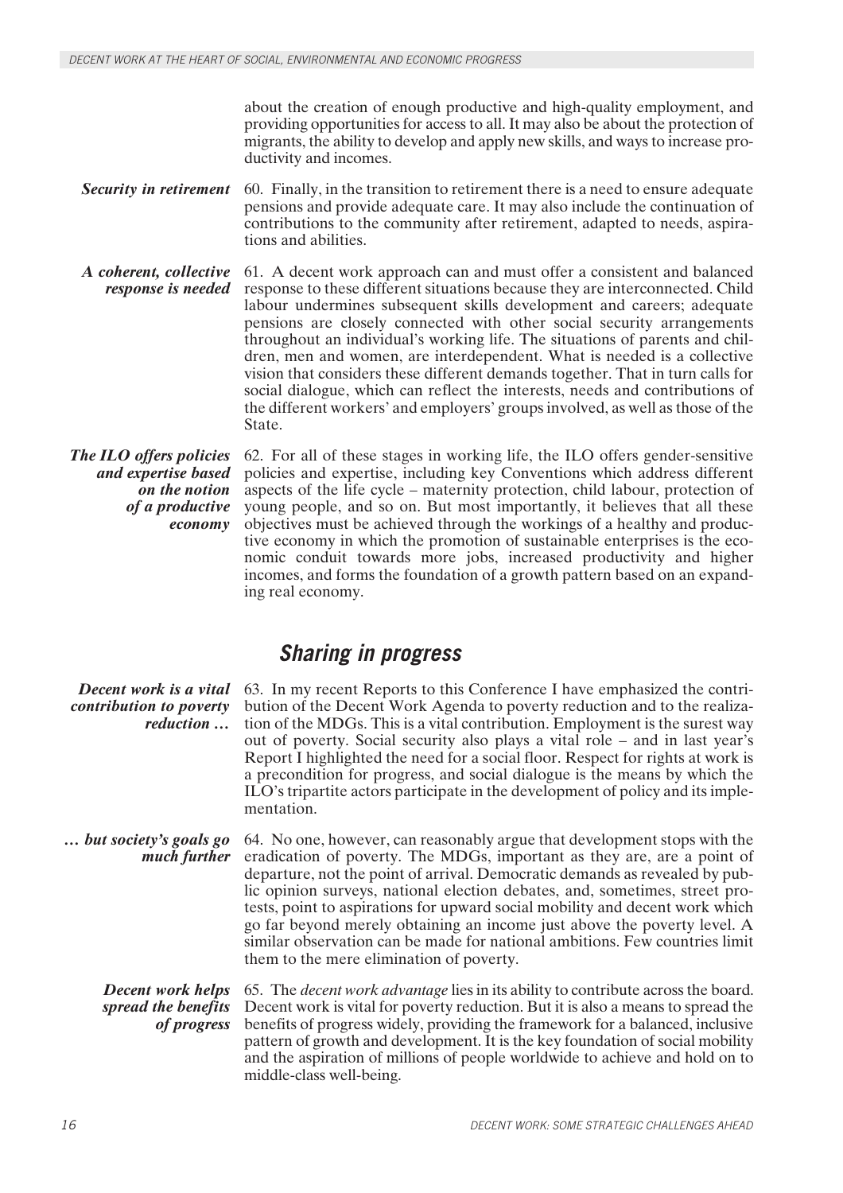about the creation of enough productive and high-quality employment, and providing opportunities for access to all. It may also be about the protection of migrants, the ability to develop and apply new skills, and ways to increase productivity and incomes.

***Security in retirement***

60. Finally, in the transition to retirement there is a need to ensure adequate pensions and provide adequate care. It may also include the continuation of contributions to the community after retirement, adapted to needs, aspirations and abilities.

***A coherent, collective response is needed***

61. A decent work approach can and must offer a consistent and balanced response to these different situations because they are interconnected. Child labour undermines subsequent skills development and careers; adequate pensions are closely connected with other social security arrangements throughout an individual's working life. The situations of parents and children, men and women, are interdependent. What is needed is a collective vision that considers these different demands together. That in turn calls for social dialogue, which can reflect the interests, needs and contributions of the different workers' and employers' groups involved, as well as those of the State.

***The ILO offers policies and expertise based on the notion of a productive economy***

62. For all of these stages in working life, the ILO offers gender-sensitive policies and expertise, including key Conventions which address different aspects of the life cycle – maternity protection, child labour, protection of young people, and so on. But most importantly, it believes that all these objectives must be achieved through the workings of a healthy and productive economy in which the promotion of sustainable enterprises is the economic conduit towards more jobs, increased productivity and higher incomes, and forms the foundation of a growth pattern based on an expanding real economy.

## Sharing in progress

***Decent work is a vital contribution to poverty reduction …***

63. In my recent Reports to this Conference I have emphasized the contribution of the Decent Work Agenda to poverty reduction and to the realization of the MDGs. This is a vital contribution. Employment is the surest way out of poverty. Social security also plays a vital role – and in last year's Report I highlighted the need for a social floor. Respect for rights at work is a precondition for progress, and social dialogue is the means by which the ILO's tripartite actors participate in the development of policy and its implementation.

***… but society's goals go much further***

64. No one, however, can reasonably argue that development stops with the eradication of poverty. The MDGs, important as they are, are a point of departure, not the point of arrival. Democratic demands as revealed by public opinion surveys, national election debates, and, sometimes, street protests, point to aspirations for upward social mobility and decent work which go far beyond merely obtaining an income just above the poverty level. A similar observation can be made for national ambitions. Few countries limit them to the mere elimination of poverty.

***Decent work helps spread the benefits of progress***

65. The *decent work advantage* lies in its ability to contribute across the board. Decent work is vital for poverty reduction. But it is also a means to spread the benefits of progress widely, providing the framework for a balanced, inclusive pattern of growth and development. It is the key foundation of social mobility and the aspiration of millions of people worldwide to achieve and hold on to middle-class well-being.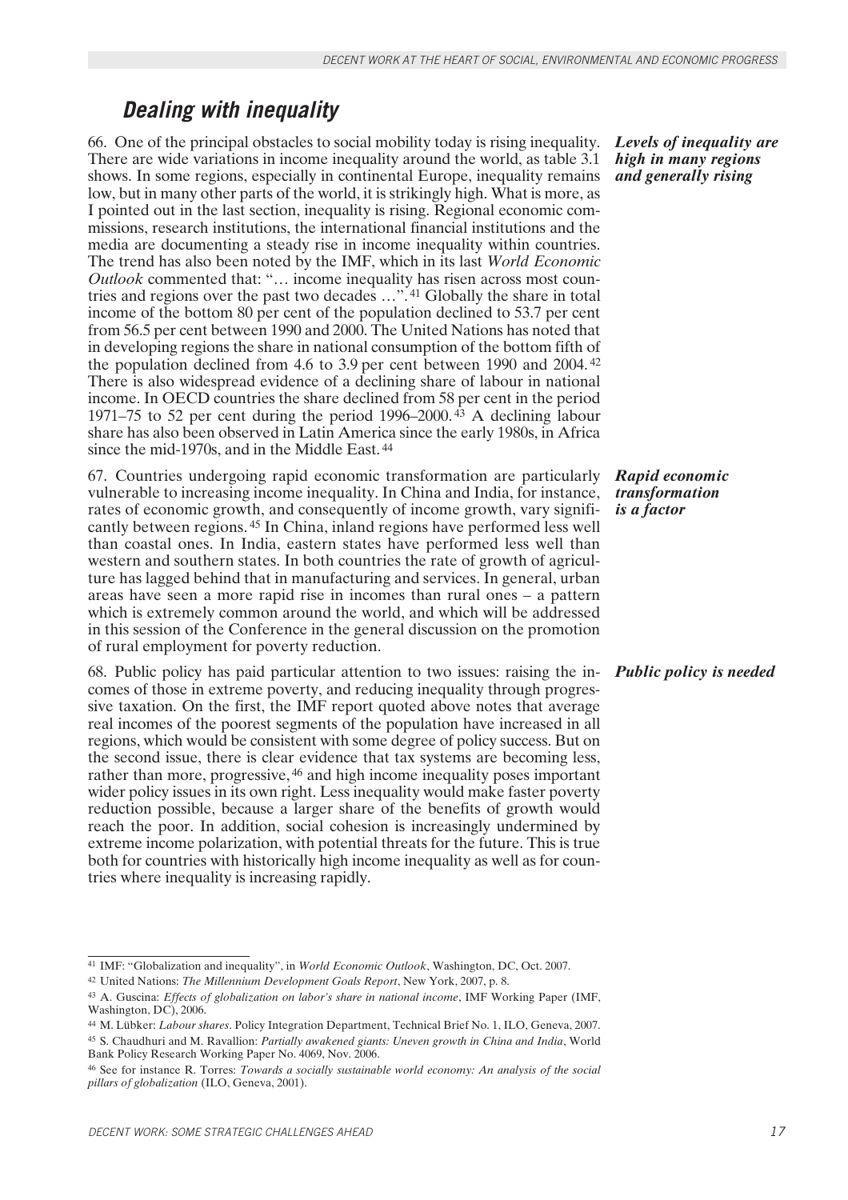## *Dealing with inequality*

***Levels of inequality are high in many regions and generally rising***

66. One of the principal obstacles to social mobility today is rising inequality. There are wide variations in income inequality around the world, as table 3.1 shows. In some regions, especially in continental Europe, inequality remains low, but in many other parts of the world, it is strikingly high. What is more, as I pointed out in the last section, inequality is rising. Regional economic commissions, research institutions, the international financial institutions and the media are documenting a steady rise in income inequality within countries. The trend has also been noted by the IMF, which in its last *World Economic Outlook* commented that: "… income inequality has risen across most countries and regions over the past two decades …".[41] Globally the share in total income of the bottom 80 per cent of the population declined to 53.7 per cent from 56.5 per cent between 1990 and 2000. The United Nations has noted that in developing regions the share in national consumption of the bottom fifth of the population declined from 4.6 to 3.9 per cent between 1990 and 2004.[42] There is also widespread evidence of a declining share of labour in national income. In OECD countries the share declined from 58 per cent in the period 1971–75 to 52 per cent during the period 1996–2000.[43] A declining labour share has also been observed in Latin America since the early 1980s, in Africa since the mid-1970s, and in the Middle East.[44]

***Rapid economic transformation is a factor***

67. Countries undergoing rapid economic transformation are particularly vulnerable to increasing income inequality. In China and India, for instance, rates of economic growth, and consequently of income growth, vary significantly between regions.[45] In China, inland regions have performed less well than coastal ones. In India, eastern states have performed less well than western and southern states. In both countries the rate of growth of agriculture has lagged behind that in manufacturing and services. In general, urban areas have seen a more rapid rise in incomes than rural ones – a pattern which is extremely common around the world, and which will be addressed in this session of the Conference in the general discussion on the promotion of rural employment for poverty reduction.

***Public policy is needed***

68. Public policy has paid particular attention to two issues: raising the incomes of those in extreme poverty, and reducing inequality through progressive taxation. On the first, the IMF report quoted above notes that average real incomes of the poorest segments of the population have increased in all regions, which would be consistent with some degree of policy success. But on the second issue, there is clear evidence that tax systems are becoming less, rather than more, progressive,[46] and high income inequality poses important wider policy issues in its own right. Less inequality would make faster poverty reduction possible, because a larger share of the benefits of growth would reach the poor. In addition, social cohesion is increasingly undermined by extreme income polarization, with potential threats for the future. This is true both for countries with historically high income inequality as well as for countries where inequality is increasing rapidly.

---

[41] IMF: "Globalization and inequality", in *World Economic Outlook*, Washington, DC, Oct. 2007.

[42] United Nations: *The Millennium Development Goals Report*, New York, 2007, p. 8.

[43] A. Guscina: *Effects of globalization on labor's share in national income*, IMF Working Paper (IMF, Washington, DC), 2006.

[44] M. Lübker: *Labour shares*. Policy Integration Department, Technical Brief No. 1, ILO, Geneva, 2007.

[45] S. Chaudhuri and M. Ravallion: *Partially awakened giants: Uneven growth in China and India*, World Bank Policy Research Working Paper No. 4069, Nov. 2006.

[46] See for instance R. Torres: *Towards a socially sustainable world economy: An analysis of the social pillars of globalization* (ILO, Geneva, 2001).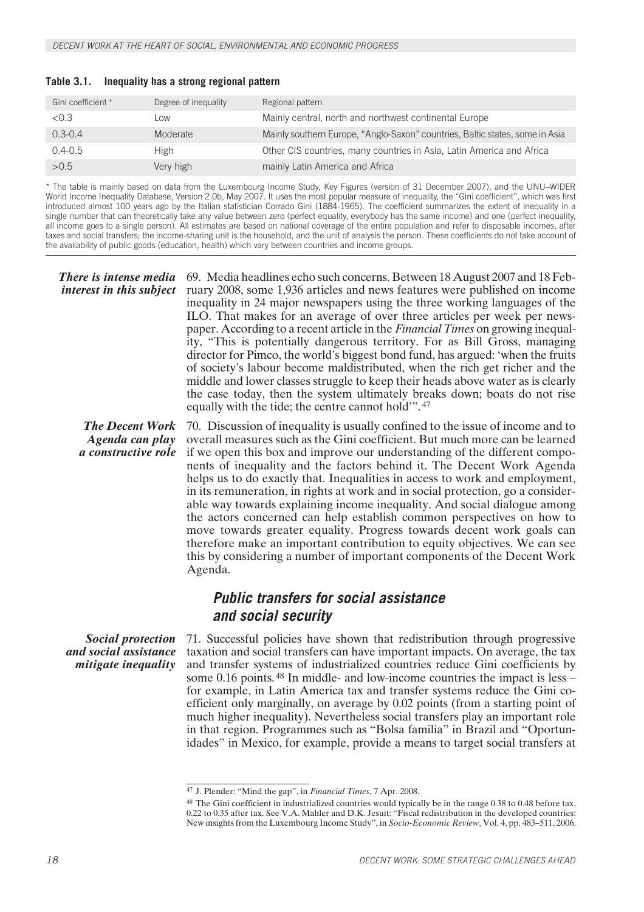**Table 3.1. Inequality has a strong regional pattern**

| Gini coefficient * | Degree of inequality | Regional pattern |
|---|---|---|
| <0.3 | Low | Mainly central, north and northwest continental Europe |
| 0.3-0.4 | Moderate | Mainly southern Europe, "Anglo-Saxon" countries, Baltic states, some in Asia |
| 0.4-0.5 | High | Other CIS countries, many countries in Asia, Latin America and Africa |
| >0.5 | Very high | mainly Latin America and Africa |

* The table is mainly based on data from the Luxembourg Income Study, Key Figures (version of 31 December 2007), and the UNU–WIDER World Income Inequality Database, Version 2.0b, May 2007. It uses the most popular measure of inequality, the "Gini coefficient", which was first introduced almost 100 years ago by the Italian statistician Corrado Gini (1884-1965). The coefficient summarizes the extent of inequality in a single number that can theoretically take any value between zero (perfect equality, everybody has the same income) and one (perfect inequality, all income goes to a single person). All estimates are based on national coverage of the entire population and refer to disposable incomes, after taxes and social transfers; the income-sharing unit is the household, and the unit of analysis the person. These coefficients do not take account of the availability of public goods (education, health) which vary between countries and income groups.

***There is intense media interest in this subject***

69. Media headlines echo such concerns. Between 18 August 2007 and 18 February 2008, some 1,936 articles and news features were published on income inequality in 24 major newspapers using the three working languages of the ILO. That makes for an average of over three articles per week per newspaper. According to a recent article in the *Financial Times* on growing inequality, "This is potentially dangerous territory. For as Bill Gross, managing director for Pimco, the world's biggest bond fund, has argued: 'when the fruits of society's labour become maldistributed, when the rich get richer and the middle and lower classes struggle to keep their heads above water as is clearly the case today, then the system ultimately breaks down; boats do not rise equally with the tide; the centre cannot hold'".[47]

***The Decent Work Agenda can play a constructive role***

70. Discussion of inequality is usually confined to the issue of income and to overall measures such as the Gini coefficient. But much more can be learned if we open this box and improve our understanding of the different components of inequality and the factors behind it. The Decent Work Agenda helps us to do exactly that. Inequalities in access to work and employment, in its remuneration, in rights at work and in social protection, go a considerable way towards explaining income inequality. And social dialogue among the actors concerned can help establish common perspectives on how to move towards greater equality. Progress towards decent work goals can therefore make an important contribution to equity objectives. We can see this by considering a number of important components of the Decent Work Agenda.

## Public transfers for social assistance and social security

***Social protection and social assistance mitigate inequality***

71. Successful policies have shown that redistribution through progressive taxation and social transfers can have important impacts. On average, the tax and transfer systems of industrialized countries reduce Gini coefficients by some 0.16 points.[48] In middle- and low-income countries the impact is less – for example, in Latin America tax and transfer systems reduce the Gini coefficient only marginally, on average by 0.02 points (from a starting point of much higher inequality). Nevertheless social transfers play an important role in that region. Programmes such as "Bolsa familia" in Brazil and "Oportunidades" in Mexico, for example, provide a means to target social transfers at

---

[47] J. Plender: "Mind the gap", in *Financial Times*, 7 Apr. 2008.

[48] The Gini coefficient in industrialized countries would typically be in the range 0.38 to 0.48 before tax, 0.22 to 0.35 after tax. See V.A. Mahler and D.K. Jesuit: "Fiscal redistribution in the developed countries: New insights from the Luxembourg Income Study", in *Socio-Economic Review*, Vol. 4, pp. 483–511, 2006.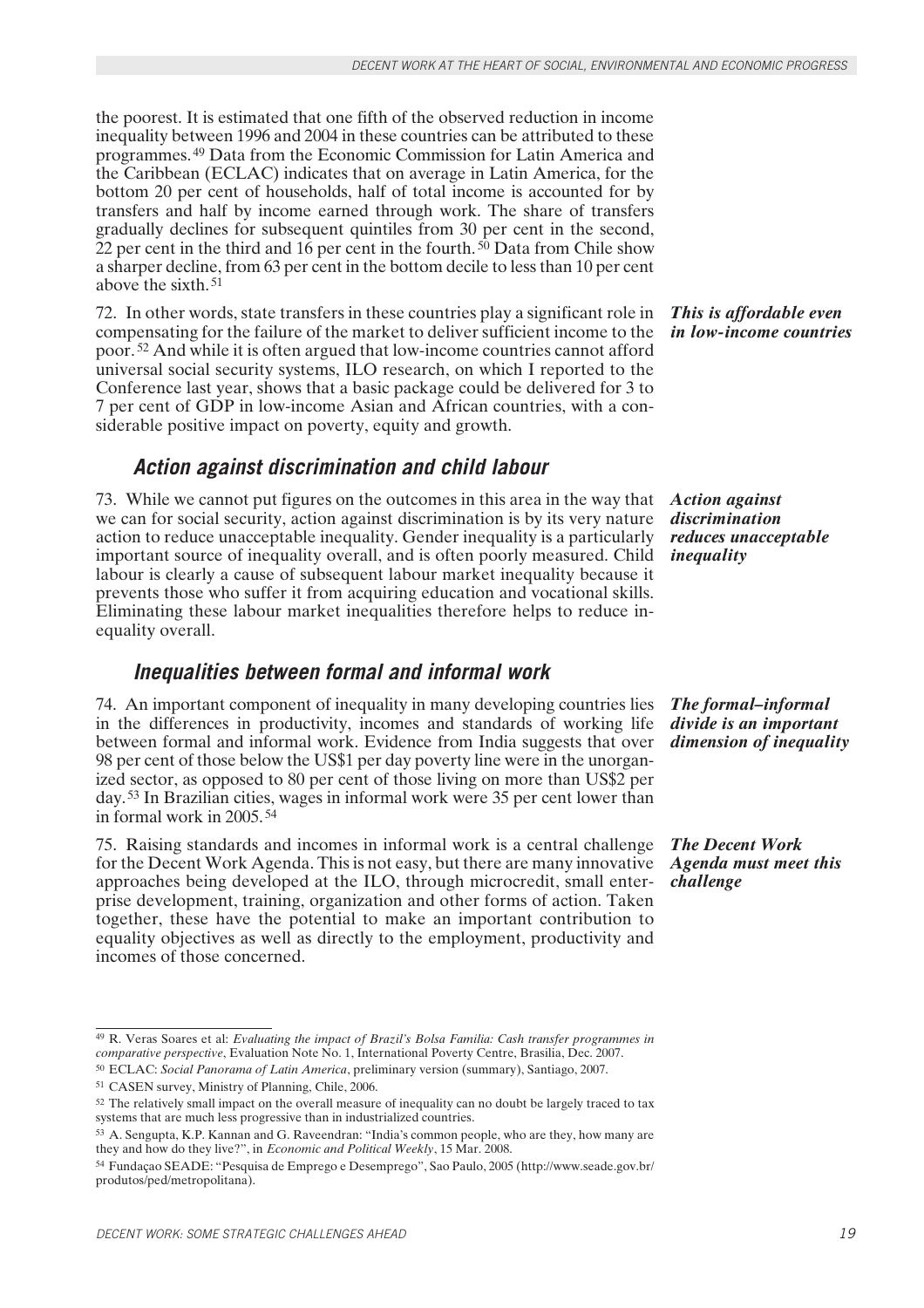the poorest. It is estimated that one fifth of the observed reduction in income inequality between 1996 and 2004 in these countries can be attributed to these programmes.[49] Data from the Economic Commission for Latin America and the Caribbean (ECLAC) indicates that on average in Latin America, for the bottom 20 per cent of households, half of total income is accounted for by transfers and half by income earned through work. The share of transfers gradually declines for subsequent quintiles from 30 per cent in the second, 22 per cent in the third and 16 per cent in the fourth.[50] Data from Chile show a sharper decline, from 63 per cent in the bottom decile to less than 10 per cent above the sixth.[51]

***This is affordable even in low-income countries***

72. In other words, state transfers in these countries play a significant role in compensating for the failure of the market to deliver sufficient income to the poor.[52] And while it is often argued that low-income countries cannot afford universal social security systems, ILO research, on which I reported to the Conference last year, shows that a basic package could be delivered for 3 to 7 per cent of GDP in low-income Asian and African countries, with a considerable positive impact on poverty, equity and growth.

### *Action against discrimination and child labour*

***Action against discrimination reduces unacceptable inequality***

73. While we cannot put figures on the outcomes in this area in the way that we can for social security, action against discrimination is by its very nature action to reduce unacceptable inequality. Gender inequality is a particularly important source of inequality overall, and is often poorly measured. Child labour is clearly a cause of subsequent labour market inequality because it prevents those who suffer it from acquiring education and vocational skills. Eliminating these labour market inequalities therefore helps to reduce inequality overall.

### *Inequalities between formal and informal work*

***The formal–informal divide is an important dimension of inequality***

74. An important component of inequality in many developing countries lies in the differences in productivity, incomes and standards of working life between formal and informal work. Evidence from India suggests that over 98 per cent of those below the US$1 per day poverty line were in the unorganized sector, as opposed to 80 per cent of those living on more than US$2 per day.[53] In Brazilian cities, wages in informal work were 35 per cent lower than in formal work in 2005.[54]

***The Decent Work Agenda must meet this challenge***

75. Raising standards and incomes in informal work is a central challenge for the Decent Work Agenda. This is not easy, but there are many innovative approaches being developed at the ILO, through microcredit, small enterprise development, training, organization and other forms of action. Taken together, these have the potential to make an important contribution to equality objectives as well as directly to the employment, productivity and incomes of those concerned.

---

[49] R. Veras Soares et al: *Evaluating the impact of Brazil's Bolsa Familia: Cash transfer programmes in comparative perspective*, Evaluation Note No. 1, International Poverty Centre, Brasilia, Dec. 2007.

[50] ECLAC: *Social Panorama of Latin America*, preliminary version (summary), Santiago, 2007.

[51] CASEN survey, Ministry of Planning, Chile, 2006.

[52] The relatively small impact on the overall measure of inequality can no doubt be largely traced to tax systems that are much less progressive than in industrialized countries.

[53] A. Sengupta, K.P. Kannan and G. Raveendran: "India's common people, who are they, how many are they and how do they live?", in *Economic and Political Weekly*, 15 Mar. 2008.

[54] Fundaçao SEADE: "Pesquisa de Emprego e Desemprego", Sao Paulo, 2005 (http://www.seade.gov.br/produtos/ped/metropolitana).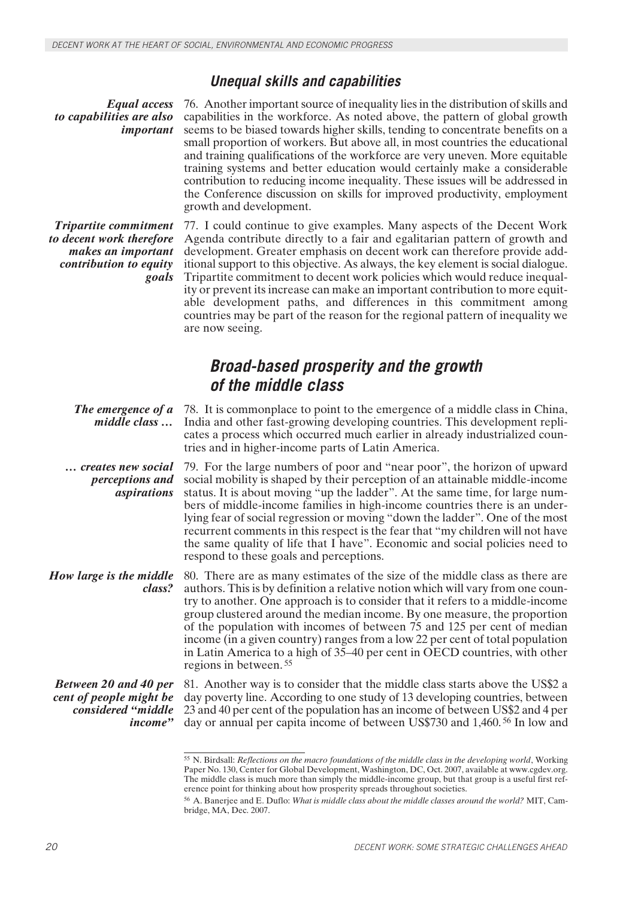### Unequal skills and capabilities

***Equal access to capabilities are also important***

76. Another important source of inequality lies in the distribution of skills and capabilities in the workforce. As noted above, the pattern of global growth seems to be biased towards higher skills, tending to concentrate benefits on a small proportion of workers. But above all, in most countries the educational and training qualifications of the workforce are very uneven. More equitable training systems and better education would certainly make a considerable contribution to reducing income inequality. These issues will be addressed in the Conference discussion on skills for improved productivity, employment growth and development.

***Tripartite commitment to decent work therefore makes an important contribution to equity goals***

77. I could continue to give examples. Many aspects of the Decent Work Agenda contribute directly to a fair and egalitarian pattern of growth and development. Greater emphasis on decent work can therefore provide additional support to this objective. As always, the key element is social dialogue. Tripartite commitment to decent work policies which would reduce inequality or prevent its increase can make an important contribution to more equitable development paths, and differences in this commitment among countries may be part of the reason for the regional pattern of inequality we are now seeing.

### Broad-based prosperity and the growth of the middle class

***The emergence of a middle class …***

78. It is commonplace to point to the emergence of a middle class in China, India and other fast-growing developing countries. This development replicates a process which occurred much earlier in already industrialized countries and in higher-income parts of Latin America.

***… creates new social perceptions and aspirations***

79. For the large numbers of poor and "near poor", the horizon of upward social mobility is shaped by their perception of an attainable middle-income status. It is about moving "up the ladder". At the same time, for large numbers of middle-income families in high-income countries there is an underlying fear of social regression or moving "down the ladder". One of the most recurrent comments in this respect is the fear that "my children will not have the same quality of life that I have". Economic and social policies need to respond to these goals and perceptions.

***How large is the middle class?***

80. There are as many estimates of the size of the middle class as there are authors. This is by definition a relative notion which will vary from one country to another. One approach is to consider that it refers to a middle-income group clustered around the median income. By one measure, the proportion of the population with incomes of between 75 and 125 per cent of median income (in a given country) ranges from a low 22 per cent of total population in Latin America to a high of 35–40 per cent in OECD countries, with other regions in between.[55]

***Between 20 and 40 per cent of people might be considered "middle income"***

81. Another way is to consider that the middle class starts above the US$2 a day poverty line. According to one study of 13 developing countries, between 23 and 40 per cent of the population has an income of between US$2 and 4 per day or annual per capita income of between US$730 and 1,460.[56] In low and

---

[55] N. Birdsall: *Reflections on the macro foundations of the middle class in the developing world*, Working Paper No. 130, Center for Global Development, Washington, DC, Oct. 2007, available at www.cgdev.org. The middle class is much more than simply the middle-income group, but that group is a useful first reference point for thinking about how prosperity spreads throughout societies.

[56] A. Banerjee and E. Duflo: *What is middle class about the middle classes around the world?* MIT, Cambridge, MA, Dec. 2007.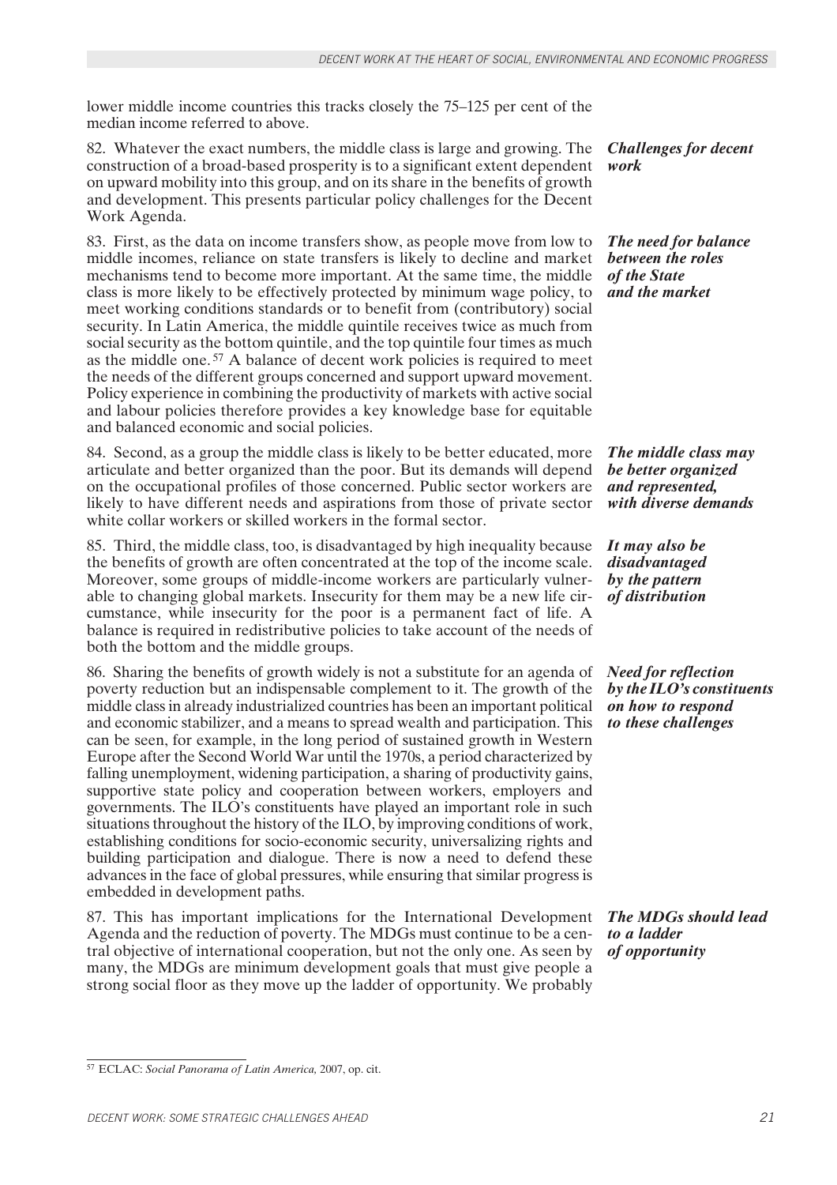lower middle income countries this tracks closely the 75–125 per cent of the median income referred to above.

***Challenges for decent work***

82. Whatever the exact numbers, the middle class is large and growing. The construction of a broad-based prosperity is to a significant extent dependent on upward mobility into this group, and on its share in the benefits of growth and development. This presents particular policy challenges for the Decent Work Agenda.

***The need for balance between the roles of the State and the market***

83. First, as the data on income transfers show, as people move from low to middle incomes, reliance on state transfers is likely to decline and market mechanisms tend to become more important. At the same time, the middle class is more likely to be effectively protected by minimum wage policy, to meet working conditions standards or to benefit from (contributory) social security. In Latin America, the middle quintile receives twice as much from social security as the bottom quintile, and the top quintile four times as much as the middle one.[57] A balance of decent work policies is required to meet the needs of the different groups concerned and support upward movement. Policy experience in combining the productivity of markets with active social and labour policies therefore provides a key knowledge base for equitable and balanced economic and social policies.

***The middle class may be better organized and represented, with diverse demands***

84. Second, as a group the middle class is likely to be better educated, more articulate and better organized than the poor. But its demands will depend on the occupational profiles of those concerned. Public sector workers are likely to have different needs and aspirations from those of private sector white collar workers or skilled workers in the formal sector.

***It may also be disadvantaged by the pattern of distribution***

85. Third, the middle class, too, is disadvantaged by high inequality because the benefits of growth are often concentrated at the top of the income scale. Moreover, some groups of middle-income workers are particularly vulnerable to changing global markets. Insecurity for them may be a new life circumstance, while insecurity for the poor is a permanent fact of life. A balance is required in redistributive policies to take account of the needs of both the bottom and the middle groups.

***Need for reflection by the ILO's constituents on how to respond to these challenges***

86. Sharing the benefits of growth widely is not a substitute for an agenda of poverty reduction but an indispensable complement to it. The growth of the middle class in already industrialized countries has been an important political and economic stabilizer, and a means to spread wealth and participation. This can be seen, for example, in the long period of sustained growth in Western Europe after the Second World War until the 1970s, a period characterized by falling unemployment, widening participation, a sharing of productivity gains, supportive state policy and cooperation between workers, employers and governments. The ILO's constituents have played an important role in such situations throughout the history of the ILO, by improving conditions of work, establishing conditions for socio-economic security, universalizing rights and building participation and dialogue. There is now a need to defend these advances in the face of global pressures, while ensuring that similar progress is embedded in development paths.

***The MDGs should lead to a ladder of opportunity***

87. This has important implications for the International Development Agenda and the reduction of poverty. The MDGs must continue to be a central objective of international cooperation, but not the only one. As seen by many, the MDGs are minimum development goals that must give people a strong social floor as they move up the ladder of opportunity. We probably

---

[57] ECLAC: *Social Panorama of Latin America,* 2007, op. cit.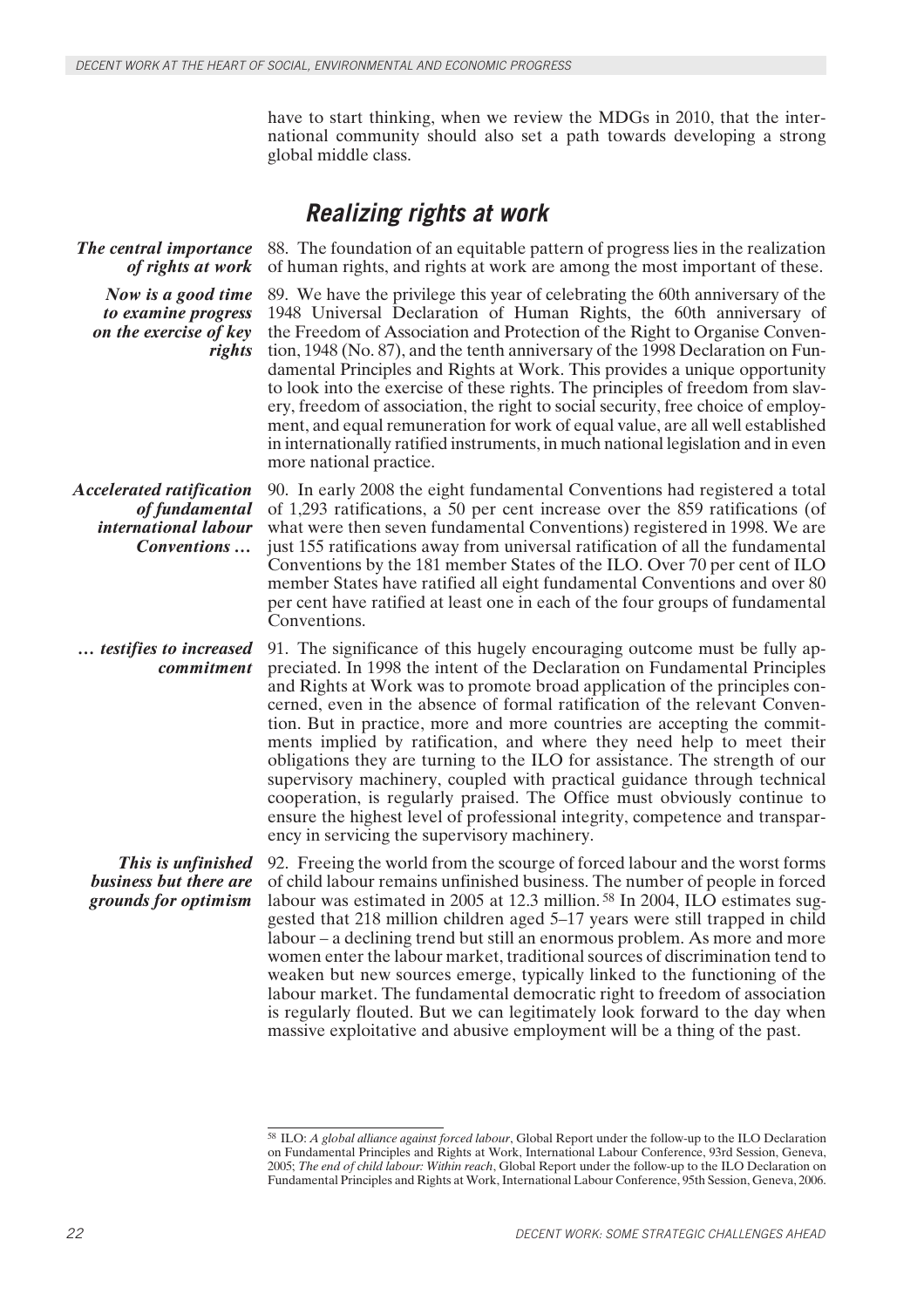have to start thinking, when we review the MDGs in 2010, that the international community should also set a path towards developing a strong global middle class.

## Realizing rights at work

***The central importance of rights at work***

88. The foundation of an equitable pattern of progress lies in the realization of human rights, and rights at work are among the most important of these.

***Now is a good time to examine progress on the exercise of key rights***

89. We have the privilege this year of celebrating the 60th anniversary of the 1948 Universal Declaration of Human Rights, the 60th anniversary of the Freedom of Association and Protection of the Right to Organise Convention, 1948 (No. 87), and the tenth anniversary of the 1998 Declaration on Fundamental Principles and Rights at Work. This provides a unique opportunity to look into the exercise of these rights. The principles of freedom from slavery, freedom of association, the right to social security, free choice of employment, and equal remuneration for work of equal value, are all well established in internationally ratified instruments, in much national legislation and in even more national practice.

***Accelerated ratification of fundamental international labour Conventions …***

90. In early 2008 the eight fundamental Conventions had registered a total of 1,293 ratifications, a 50 per cent increase over the 859 ratifications (of what were then seven fundamental Conventions) registered in 1998. We are just 155 ratifications away from universal ratification of all the fundamental Conventions by the 181 member States of the ILO. Over 70 per cent of ILO member States have ratified all eight fundamental Conventions and over 80 per cent have ratified at least one in each of the four groups of fundamental Conventions.

***… testifies to increased commitment***

91. The significance of this hugely encouraging outcome must be fully appreciated. In 1998 the intent of the Declaration on Fundamental Principles and Rights at Work was to promote broad application of the principles concerned, even in the absence of formal ratification of the relevant Convention. But in practice, more and more countries are accepting the commitments implied by ratification, and where they need help to meet their obligations they are turning to the ILO for assistance. The strength of our supervisory machinery, coupled with practical guidance through technical cooperation, is regularly praised. The Office must obviously continue to ensure the highest level of professional integrity, competence and transparency in servicing the supervisory machinery.

***This is unfinished business but there are grounds for optimism***

92. Freeing the world from the scourge of forced labour and the worst forms of child labour remains unfinished business. The number of people in forced labour was estimated in 2005 at 12.3 million.[58] In 2004, ILO estimates suggested that 218 million children aged 5–17 years were still trapped in child labour – a declining trend but still an enormous problem. As more and more women enter the labour market, traditional sources of discrimination tend to weaken but new sources emerge, typically linked to the functioning of the labour market. The fundamental democratic right to freedom of association is regularly flouted. But we can legitimately look forward to the day when massive exploitative and abusive employment will be a thing of the past.

---

[58] ILO: *A global alliance against forced labour*, Global Report under the follow-up to the ILO Declaration on Fundamental Principles and Rights at Work, International Labour Conference, 93rd Session, Geneva, 2005; *The end of child labour: Within reach*, Global Report under the follow-up to the ILO Declaration on Fundamental Principles and Rights at Work, International Labour Conference, 95th Session, Geneva, 2006.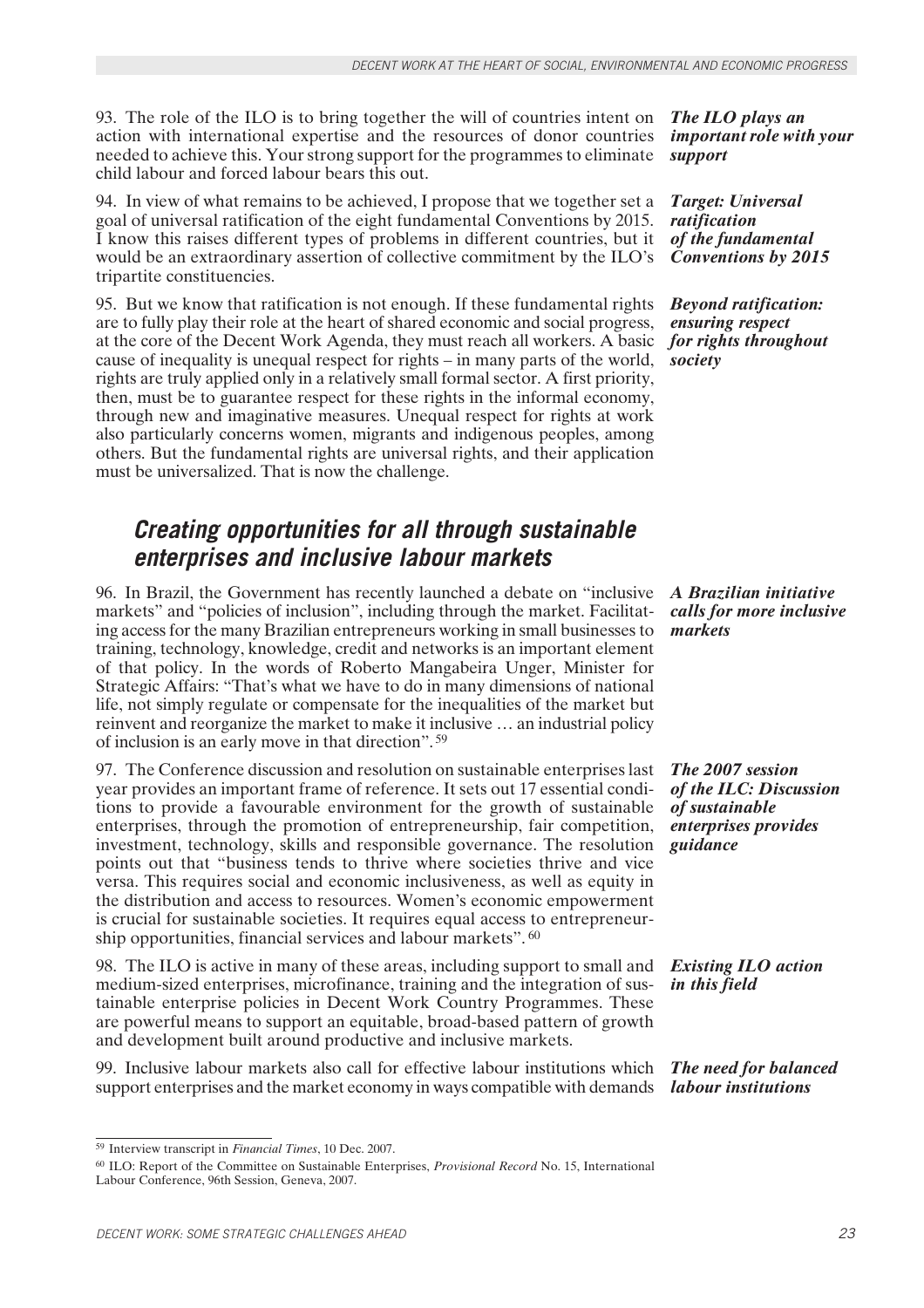93. The role of the ILO is to bring together the will of countries intent on action with international expertise and the resources of donor countries needed to achieve this. Your strong support for the programmes to eliminate child labour and forced labour bears this out.

***The ILO plays an important role with your support***

94. In view of what remains to be achieved, I propose that we together set a goal of universal ratification of the eight fundamental Conventions by 2015. I know this raises different types of problems in different countries, but it would be an extraordinary assertion of collective commitment by the ILO's tripartite constituencies.

***Target: Universal ratification of the fundamental Conventions by 2015***

95. But we know that ratification is not enough. If these fundamental rights are to fully play their role at the heart of shared economic and social progress, at the core of the Decent Work Agenda, they must reach all workers. A basic cause of inequality is unequal respect for rights – in many parts of the world, rights are truly applied only in a relatively small formal sector. A first priority, then, must be to guarantee respect for these rights in the informal economy, through new and imaginative measures. Unequal respect for rights at work also particularly concerns women, migrants and indigenous peoples, among others. But the fundamental rights are universal rights, and their application must be universalized. That is now the challenge.

***Beyond ratification: ensuring respect for rights throughout society***

## *Creating opportunities for all through sustainable enterprises and inclusive labour markets*

96. In Brazil, the Government has recently launched a debate on "inclusive markets" and "policies of inclusion", including through the market. Facilitating access for the many Brazilian entrepreneurs working in small businesses to training, technology, knowledge, credit and networks is an important element of that policy. In the words of Roberto Mangabeira Unger, Minister for Strategic Affairs: "That's what we have to do in many dimensions of national life, not simply regulate or compensate for the inequalities of the market but reinvent and reorganize the market to make it inclusive … an industrial policy of inclusion is an early move in that direction".[59]

***A Brazilian initiative calls for more inclusive markets***

97. The Conference discussion and resolution on sustainable enterprises last year provides an important frame of reference. It sets out 17 essential conditions to provide a favourable environment for the growth of sustainable enterprises, through the promotion of entrepreneurship, fair competition, investment, technology, skills and responsible governance. The resolution points out that "business tends to thrive where societies thrive and vice versa. This requires social and economic inclusiveness, as well as equity in the distribution and access to resources. Women's economic empowerment is crucial for sustainable societies. It requires equal access to entrepreneurship opportunities, financial services and labour markets".[60]

***The 2007 session of the ILC: Discussion of sustainable enterprises provides guidance***

98. The ILO is active in many of these areas, including support to small and medium-sized enterprises, microfinance, training and the integration of sustainable enterprise policies in Decent Work Country Programmes. These are powerful means to support an equitable, broad-based pattern of growth and development built around productive and inclusive markets.

***Existing ILO action in this field***

99. Inclusive labour markets also call for effective labour institutions which support enterprises and the market economy in ways compatible with demands

***The need for balanced labour institutions***

---

[59] Interview transcript in *Financial Times*, 10 Dec. 2007.

[60] ILO: Report of the Committee on Sustainable Enterprises, *Provisional Record* No. 15, International Labour Conference, 96th Session, Geneva, 2007.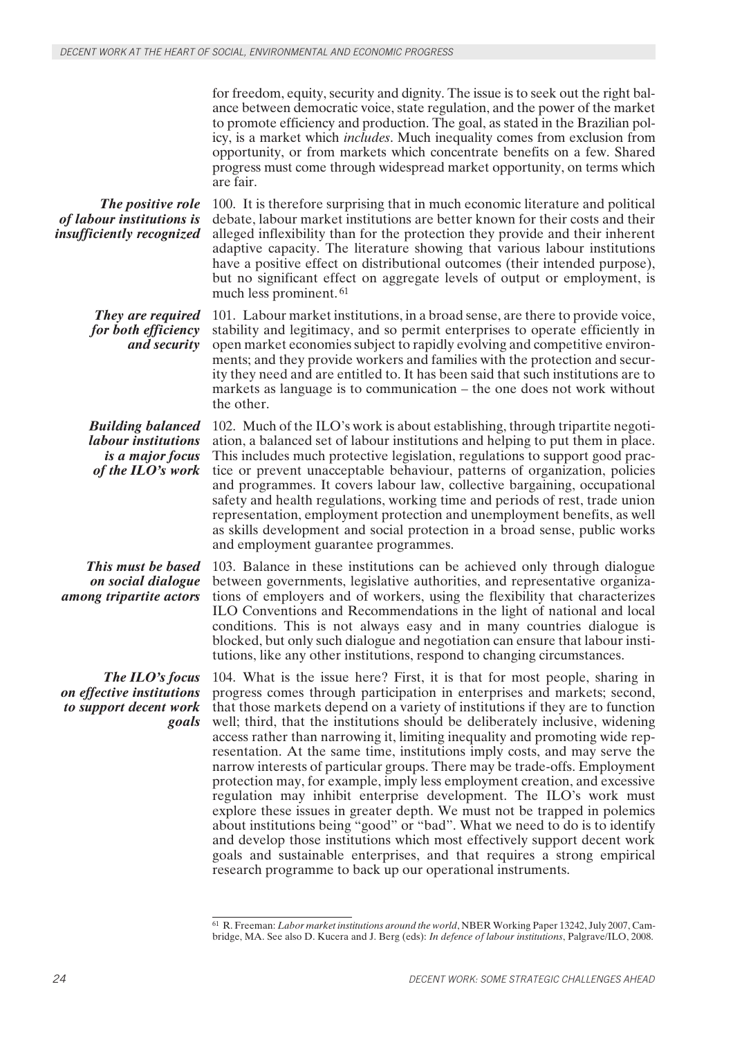for freedom, equity, security and dignity. The issue is to seek out the right balance between democratic voice, state regulation, and the power of the market to promote efficiency and production. The goal, as stated in the Brazilian policy, is a market which *includes*. Much inequality comes from exclusion from opportunity, or from markets which concentrate benefits on a few. Shared progress must come through widespread market opportunity, on terms which are fair.

***The positive role of labour institutions is insufficiently recognized***

100. It is therefore surprising that in much economic literature and political debate, labour market institutions are better known for their costs and their alleged inflexibility than for the protection they provide and their inherent adaptive capacity. The literature showing that various labour institutions have a positive effect on distributional outcomes (their intended purpose), but no significant effect on aggregate levels of output or employment, is much less prominent.[61]

***They are required for both efficiency and security***

101. Labour market institutions, in a broad sense, are there to provide voice, stability and legitimacy, and so permit enterprises to operate efficiently in open market economies subject to rapidly evolving and competitive environments; and they provide workers and families with the protection and security they need and are entitled to. It has been said that such institutions are to markets as language is to communication – the one does not work without the other.

***Building balanced labour institutions is a major focus of the ILO's work***

102. Much of the ILO's work is about establishing, through tripartite negotiation, a balanced set of labour institutions and helping to put them in place. This includes much protective legislation, regulations to support good practice or prevent unacceptable behaviour, patterns of organization, policies and programmes. It covers labour law, collective bargaining, occupational safety and health regulations, working time and periods of rest, trade union representation, employment protection and unemployment benefits, as well as skills development and social protection in a broad sense, public works and employment guarantee programmes.

***This must be based on social dialogue among tripartite actors***

103. Balance in these institutions can be achieved only through dialogue between governments, legislative authorities, and representative organizations of employers and of workers, using the flexibility that characterizes ILO Conventions and Recommendations in the light of national and local conditions. This is not always easy and in many countries dialogue is blocked, but only such dialogue and negotiation can ensure that labour institutions, like any other institutions, respond to changing circumstances.

***The ILO's focus on effective institutions to support decent work goals***

104. What is the issue here? First, it is that for most people, sharing in progress comes through participation in enterprises and markets; second, that those markets depend on a variety of institutions if they are to function well; third, that the institutions should be deliberately inclusive, widening access rather than narrowing it, limiting inequality and promoting wide representation. At the same time, institutions imply costs, and may serve the narrow interests of particular groups. There may be trade-offs. Employment protection may, for example, imply less employment creation, and excessive regulation may inhibit enterprise development. The ILO's work must explore these issues in greater depth. We must not be trapped in polemics about institutions being "good" or "bad". What we need to do is to identify and develop those institutions which most effectively support decent work goals and sustainable enterprises, and that requires a strong empirical research programme to back up our operational instruments.

---

[61] R. Freeman: *Labor market institutions around the world*, NBER Working Paper 13242, July 2007, Cambridge, MA. See also D. Kucera and J. Berg (eds): *In defence of labour institutions*, Palgrave/ILO, 2008.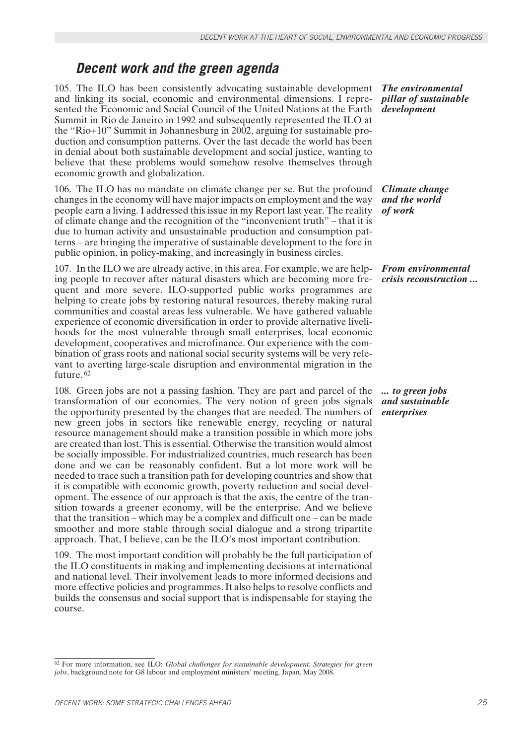## *Decent work and the green agenda*

***The environmental pillar of sustainable development***

105. The ILO has been consistently advocating sustainable development and linking its social, economic and environmental dimensions. I represented the Economic and Social Council of the United Nations at the Earth Summit in Rio de Janeiro in 1992 and subsequently represented the ILO at the "Rio+10" Summit in Johannesburg in 2002, arguing for sustainable production and consumption patterns. Over the last decade the world has been in denial about both sustainable development and social justice, wanting to believe that these problems would somehow resolve themselves through economic growth and globalization.

***Climate change and the world of work***

106. The ILO has no mandate on climate change per se. But the profound changes in the economy will have major impacts on employment and the way people earn a living. I addressed this issue in my Report last year. The reality of climate change and the recognition of the "inconvenient truth" – that it is due to human activity and unsustainable production and consumption patterns – are bringing the imperative of sustainable development to the fore in public opinion, in policy-making, and increasingly in business circles.

***From environmental crisis reconstruction ...***

107. In the ILO we are already active, in this area. For example, we are helping people to recover after natural disasters which are becoming more frequent and more severe. ILO-supported public works programmes are helping to create jobs by restoring natural resources, thereby making rural communities and coastal areas less vulnerable. We have gathered valuable experience of economic diversification in order to provide alternative livelihoods for the most vulnerable through small enterprises, local economic development, cooperatives and microfinance. Our experience with the combination of grass roots and national social security systems will be very relevant to averting large-scale disruption and environmental migration in the future.[62]

***... to green jobs and sustainable enterprises***

108. Green jobs are not a passing fashion. They are part and parcel of the transformation of our economies. The very notion of green jobs signals the opportunity presented by the changes that are needed. The numbers of new green jobs in sectors like renewable energy, recycling or natural resource management should make a transition possible in which more jobs are created than lost. This is essential. Otherwise the transition would almost be socially impossible. For industrialized countries, much research has been done and we can be reasonably confident. But a lot more work will be needed to trace such a transition path for developing countries and show that it is compatible with economic growth, poverty reduction and social development. The essence of our approach is that the axis, the centre of the transition towards a greener economy, will be the enterprise. And we believe that the transition – which may be a complex and difficult one – can be made smoother and more stable through social dialogue and a strong tripartite approach. That, I believe, can be the ILO's most important contribution.

109. The most important condition will probably be the full participation of the ILO constituents in making and implementing decisions at international and national level. Their involvement leads to more informed decisions and more effective policies and programmes. It also helps to resolve conflicts and builds the consensus and social support that is indispensable for staying the course.

---

[62] For more information, see ILO: *Global challenges for sustainable development: Strategies for green jobs*, background note for G8 labour and employment ministers' meeting, Japan, May 2008.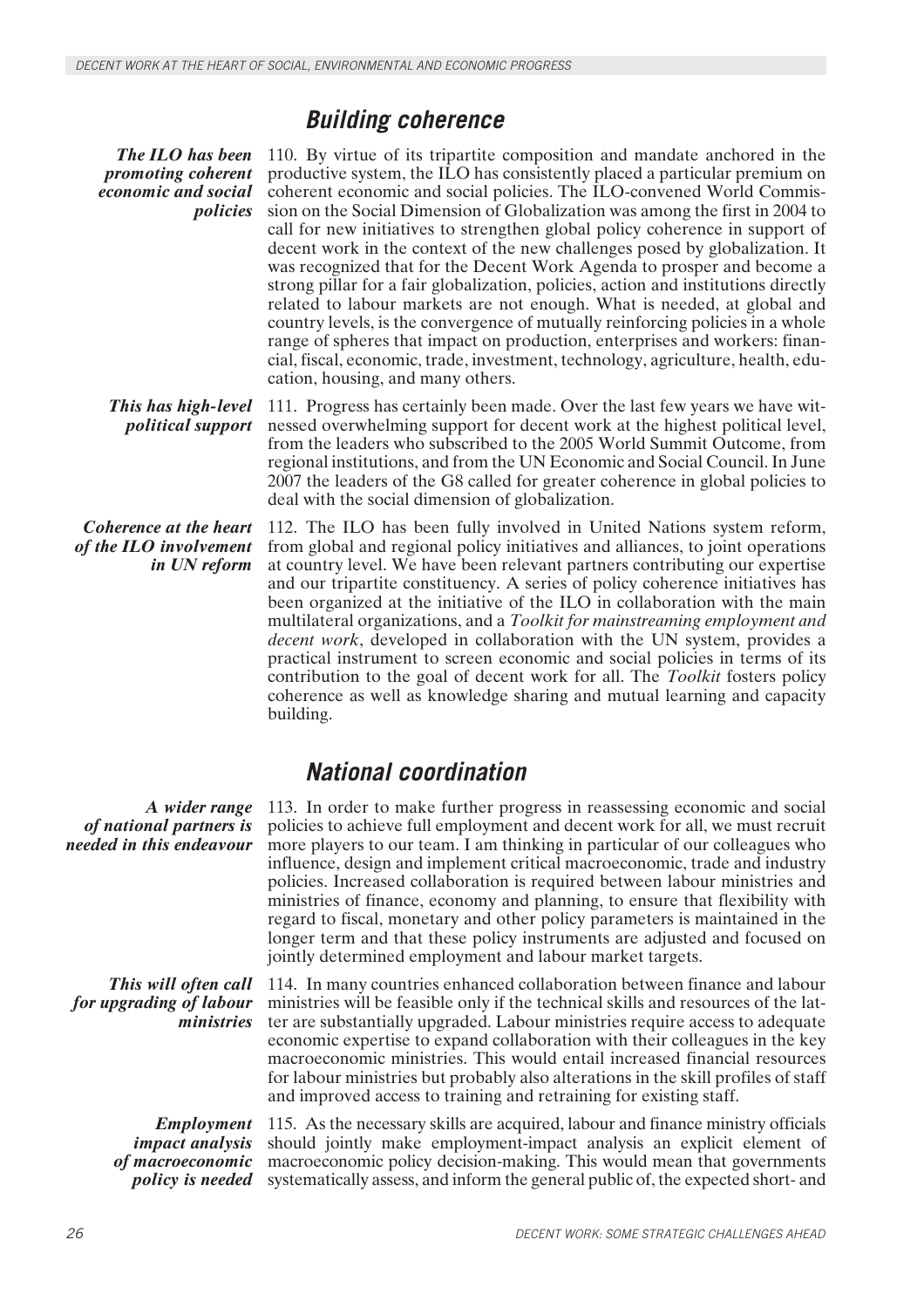## Building coherence

*The ILO has been promoting coherent economic and social policies*

110. By virtue of its tripartite composition and mandate anchored in the productive system, the ILO has consistently placed a particular premium on coherent economic and social policies. The ILO-convened World Commission on the Social Dimension of Globalization was among the first in 2004 to call for new initiatives to strengthen global policy coherence in support of decent work in the context of the new challenges posed by globalization. It was recognized that for the Decent Work Agenda to prosper and become a strong pillar for a fair globalization, policies, action and institutions directly related to labour markets are not enough. What is needed, at global and country levels, is the convergence of mutually reinforcing policies in a whole range of spheres that impact on production, enterprises and workers: financial, fiscal, economic, trade, investment, technology, agriculture, health, education, housing, and many others.

*This has high-level political support*

111. Progress has certainly been made. Over the last few years we have witnessed overwhelming support for decent work at the highest political level, from the leaders who subscribed to the 2005 World Summit Outcome, from regional institutions, and from the UN Economic and Social Council. In June 2007 the leaders of the G8 called for greater coherence in global policies to deal with the social dimension of globalization.

*Coherence at the heart of the ILO involvement in UN reform*

112. The ILO has been fully involved in United Nations system reform, from global and regional policy initiatives and alliances, to joint operations at country level. We have been relevant partners contributing our expertise and our tripartite constituency. A series of policy coherence initiatives has been organized at the initiative of the ILO in collaboration with the main multilateral organizations, and a *Toolkit for mainstreaming employment and decent work*, developed in collaboration with the UN system, provides a practical instrument to screen economic and social policies in terms of its contribution to the goal of decent work for all. The *Toolkit* fosters policy coherence as well as knowledge sharing and mutual learning and capacity building.

## National coordination

*A wider range of national partners is needed in this endeavour*

113. In order to make further progress in reassessing economic and social policies to achieve full employment and decent work for all, we must recruit more players to our team. I am thinking in particular of our colleagues who influence, design and implement critical macroeconomic, trade and industry policies. Increased collaboration is required between labour ministries and ministries of finance, economy and planning, to ensure that flexibility with regard to fiscal, monetary and other policy parameters is maintained in the longer term and that these policy instruments are adjusted and focused on jointly determined employment and labour market targets.

*This will often call for upgrading of labour ministries*

114. In many countries enhanced collaboration between finance and labour ministries will be feasible only if the technical skills and resources of the latter are substantially upgraded. Labour ministries require access to adequate economic expertise to expand collaboration with their colleagues in the key macroeconomic ministries. This would entail increased financial resources for labour ministries but probably also alterations in the skill profiles of staff and improved access to training and retraining for existing staff.

*Employment impact analysis of macroeconomic policy is needed*

115. As the necessary skills are acquired, labour and finance ministry officials should jointly make employment-impact analysis an explicit element of macroeconomic policy decision-making. This would mean that governments systematically assess, and inform the general public of, the expected short- and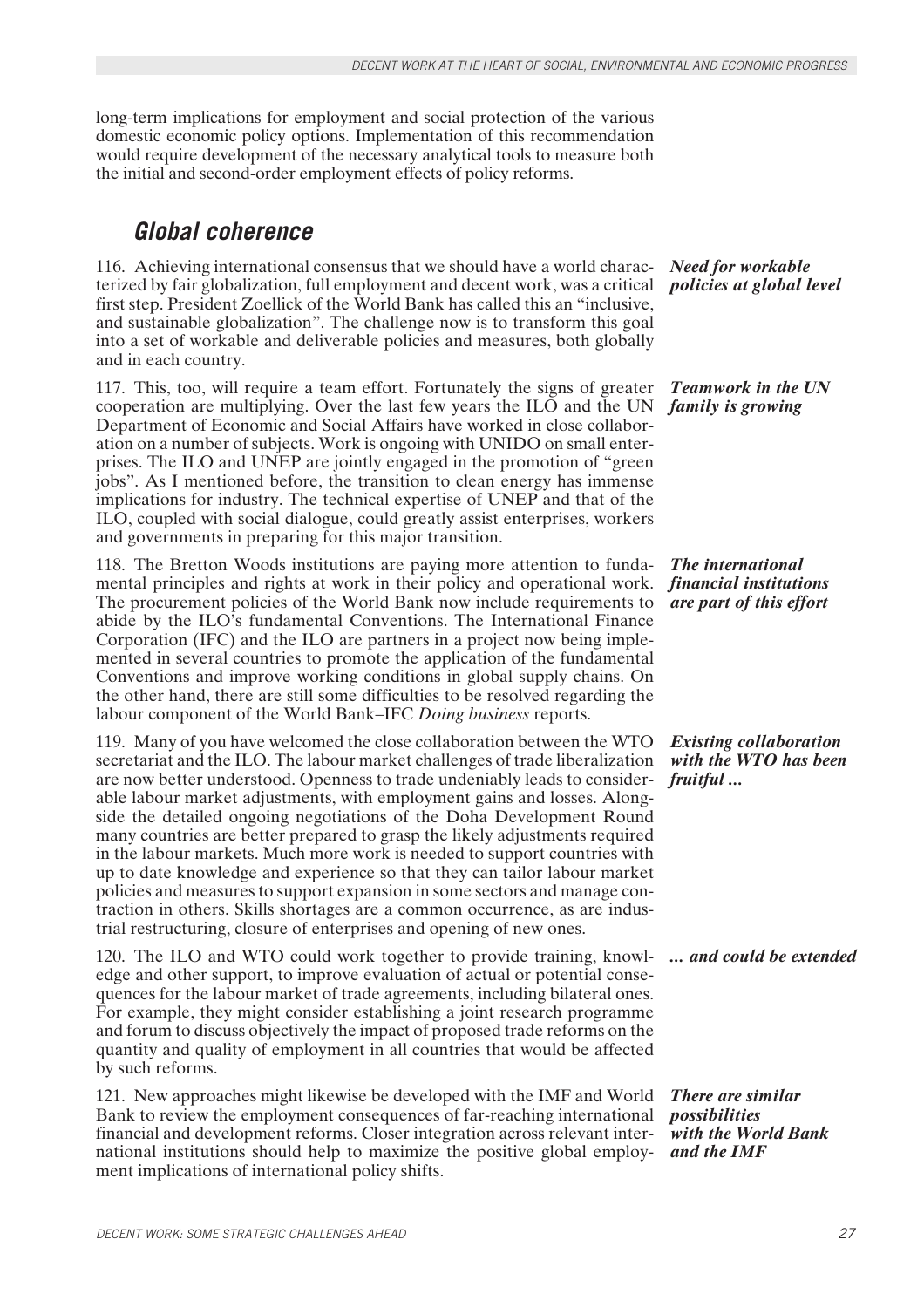long-term implications for employment and social protection of the various domestic economic policy options. Implementation of this recommendation would require development of the necessary analytical tools to measure both the initial and second-order employment effects of policy reforms.

## Global coherence

***Need for workable policies at global level***

116. Achieving international consensus that we should have a world characterized by fair globalization, full employment and decent work, was a critical first step. President Zoellick of the World Bank has called this an "inclusive, and sustainable globalization". The challenge now is to transform this goal into a set of workable and deliverable policies and measures, both globally and in each country.

***Teamwork in the UN family is growing***

117. This, too, will require a team effort. Fortunately the signs of greater cooperation are multiplying. Over the last few years the ILO and the UN Department of Economic and Social Affairs have worked in close collaboration on a number of subjects. Work is ongoing with UNIDO on small enterprises. The ILO and UNEP are jointly engaged in the promotion of "green jobs". As I mentioned before, the transition to clean energy has immense implications for industry. The technical expertise of UNEP and that of the ILO, coupled with social dialogue, could greatly assist enterprises, workers and governments in preparing for this major transition.

***The international financial institutions are part of this effort***

118. The Bretton Woods institutions are paying more attention to fundamental principles and rights at work in their policy and operational work. The procurement policies of the World Bank now include requirements to abide by the ILO's fundamental Conventions. The International Finance Corporation (IFC) and the ILO are partners in a project now being implemented in several countries to promote the application of the fundamental Conventions and improve working conditions in global supply chains. On the other hand, there are still some difficulties to be resolved regarding the labour component of the World Bank–IFC *Doing business* reports.

***Existing collaboration with the WTO has been fruitful ...***

119. Many of you have welcomed the close collaboration between the WTO secretariat and the ILO. The labour market challenges of trade liberalization are now better understood. Openness to trade undeniably leads to considerable labour market adjustments, with employment gains and losses. Alongside the detailed ongoing negotiations of the Doha Development Round many countries are better prepared to grasp the likely adjustments required in the labour markets. Much more work is needed to support countries with up to date knowledge and experience so that they can tailor labour market policies and measures to support expansion in some sectors and manage contraction in others. Skills shortages are a common occurrence, as are industrial restructuring, closure of enterprises and opening of new ones.

***... and could be extended***

120. The ILO and WTO could work together to provide training, knowledge and other support, to improve evaluation of actual or potential consequences for the labour market of trade agreements, including bilateral ones. For example, they might consider establishing a joint research programme and forum to discuss objectively the impact of proposed trade reforms on the quantity and quality of employment in all countries that would be affected by such reforms.

***There are similar possibilities with the World Bank and the IMF***

121. New approaches might likewise be developed with the IMF and World Bank to review the employment consequences of far-reaching international financial and development reforms. Closer integration across relevant international institutions should help to maximize the positive global employment implications of international policy shifts.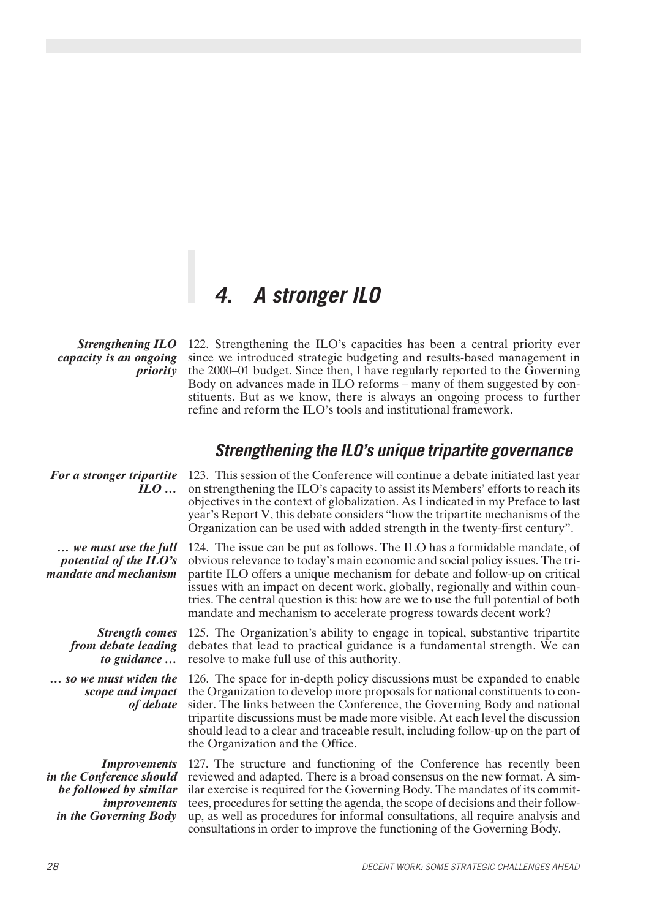# 4. A stronger ILO

*Strengthening ILO capacity is an ongoing priority*

122. Strengthening the ILO's capacities has been a central priority ever since we introduced strategic budgeting and results-based management in the 2000–01 budget. Since then, I have regularly reported to the Governing Body on advances made in ILO reforms – many of them suggested by constituents. But as we know, there is always an ongoing process to further refine and reform the ILO's tools and institutional framework.

## Strengthening the ILO's unique tripartite governance

*For a stronger tripartite ILO …*

123. This session of the Conference will continue a debate initiated last year on strengthening the ILO's capacity to assist its Members' efforts to reach its objectives in the context of globalization. As I indicated in my Preface to last year's Report V, this debate considers "how the tripartite mechanisms of the Organization can be used with added strength in the twenty-first century".

*… we must use the full potential of the ILO's mandate and mechanism*

124. The issue can be put as follows. The ILO has a formidable mandate, of obvious relevance to today's main economic and social policy issues. The tripartite ILO offers a unique mechanism for debate and follow-up on critical issues with an impact on decent work, globally, regionally and within countries. The central question is this: how are we to use the full potential of both mandate and mechanism to accelerate progress towards decent work?

*Strength comes from debate leading to guidance …*

125. The Organization's ability to engage in topical, substantive tripartite debates that lead to practical guidance is a fundamental strength. We can resolve to make full use of this authority.

*… so we must widen the scope and impact of debate*

126. The space for in-depth policy discussions must be expanded to enable the Organization to develop more proposals for national constituents to consider. The links between the Conference, the Governing Body and national tripartite discussions must be made more visible. At each level the discussion should lead to a clear and traceable result, including follow-up on the part of the Organization and the Office.

*Improvements in the Conference should be followed by similar improvements in the Governing Body*

127. The structure and functioning of the Conference has recently been reviewed and adapted. There is a broad consensus on the new format. A similar exercise is required for the Governing Body. The mandates of its committees, procedures for setting the agenda, the scope of decisions and their follow-up, as well as procedures for informal consultations, all require analysis and consultations in order to improve the functioning of the Governing Body.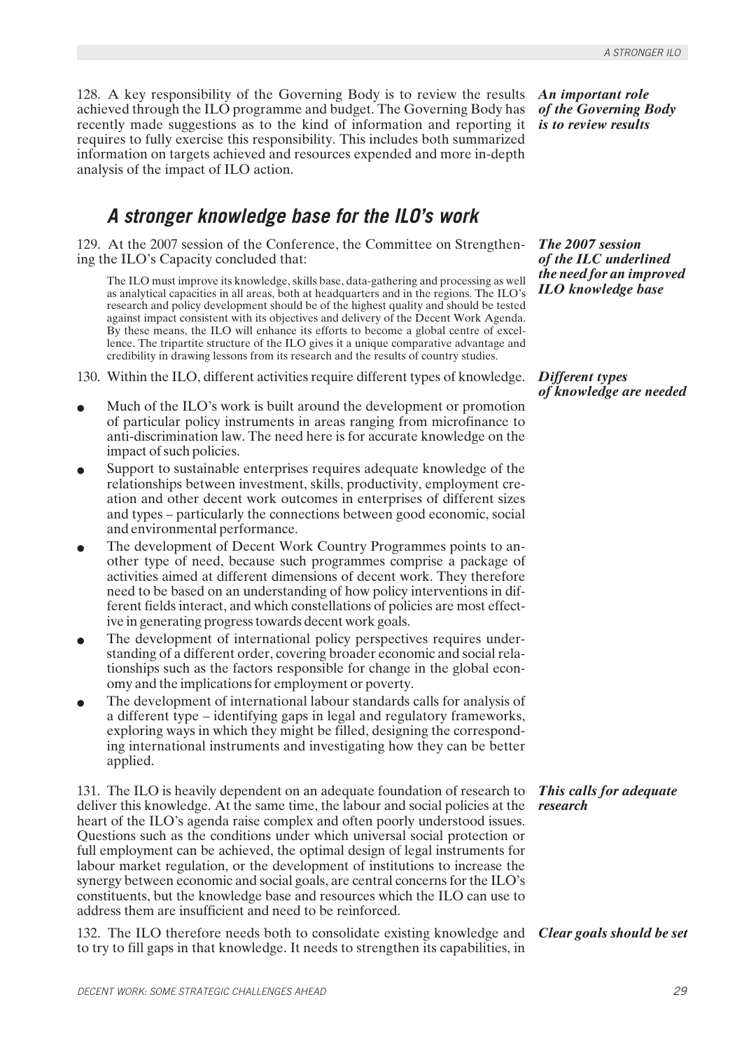128. A key responsibility of the Governing Body is to review the results achieved through the ILO programme and budget. The Governing Body has recently made suggestions as to the kind of information and reporting it requires to fully exercise this responsibility. This includes both summarized information on targets achieved and resources expended and more in-depth analysis of the impact of ILO action.

***An important role of the Governing Body is to review results***

## *A stronger knowledge base for the ILO's work*

129. At the 2007 session of the Conference, the Committee on Strengthening the ILO's Capacity concluded that:

***The 2007 session of the ILC underlined the need for an improved ILO knowledge base***

> The ILO must improve its knowledge, skills base, data-gathering and processing as well as analytical capacities in all areas, both at headquarters and in the regions. The ILO's research and policy development should be of the highest quality and should be tested against impact consistent with its objectives and delivery of the Decent Work Agenda. By these means, the ILO will enhance its efforts to become a global centre of excellence. The tripartite structure of the ILO gives it a unique comparative advantage and credibility in drawing lessons from its research and the results of country studies.

130. Within the ILO, different activities require different types of knowledge.

***Different types of knowledge are needed***

- Much of the ILO's work is built around the development or promotion of particular policy instruments in areas ranging from microfinance to anti-discrimination law. The need here is for accurate knowledge on the impact of such policies.
- Support to sustainable enterprises requires adequate knowledge of the relationships between investment, skills, productivity, employment creation and other decent work outcomes in enterprises of different sizes and types – particularly the connections between good economic, social and environmental performance.
- The development of Decent Work Country Programmes points to another type of need, because such programmes comprise a package of activities aimed at different dimensions of decent work. They therefore need to be based on an understanding of how policy interventions in different fields interact, and which constellations of policies are most effective in generating progress towards decent work goals.
- The development of international policy perspectives requires understanding of a different order, covering broader economic and social relationships such as the factors responsible for change in the global economy and the implications for employment or poverty.
- The development of international labour standards calls for analysis of a different type – identifying gaps in legal and regulatory frameworks, exploring ways in which they might be filled, designing the corresponding international instruments and investigating how they can be better applied.

131. The ILO is heavily dependent on an adequate foundation of research to deliver this knowledge. At the same time, the labour and social policies at the heart of the ILO's agenda raise complex and often poorly understood issues. Questions such as the conditions under which universal social protection or full employment can be achieved, the optimal design of legal instruments for labour market regulation, or the development of institutions to increase the synergy between economic and social goals, are central concerns for the ILO's constituents, but the knowledge base and resources which the ILO can use to address them are insufficient and need to be reinforced.

***This calls for adequate research***

132. The ILO therefore needs both to consolidate existing knowledge and to try to fill gaps in that knowledge. It needs to strengthen its capabilities, in

***Clear goals should be set***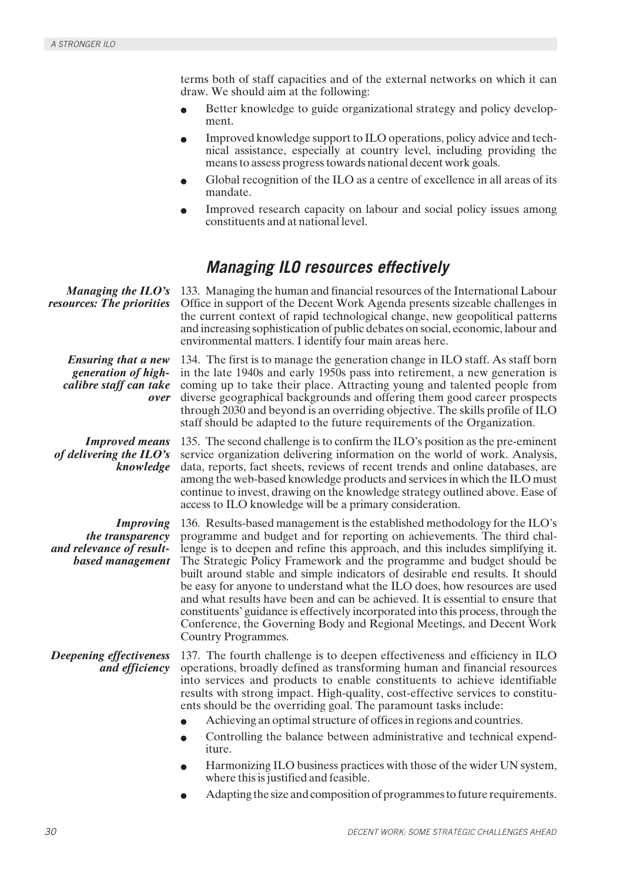terms both of staff capacities and of the external networks on which it can draw. We should aim at the following:

- Better knowledge to guide organizational strategy and policy development.
- Improved knowledge support to ILO operations, policy advice and technical assistance, especially at country level, including providing the means to assess progress towards national decent work goals.
- Global recognition of the ILO as a centre of excellence in all areas of its mandate.
- Improved research capacity on labour and social policy issues among constituents and at national level.

## Managing ILO resources effectively

***Managing the ILO's resources: The priorities***

133. Managing the human and financial resources of the International Labour Office in support of the Decent Work Agenda presents sizeable challenges in the current context of rapid technological change, new geopolitical patterns and increasing sophistication of public debates on social, economic, labour and environmental matters. I identify four main areas here.

***Ensuring that a new generation of high-calibre staff can take over***

134. The first is to manage the generation change in ILO staff. As staff born in the late 1940s and early 1950s pass into retirement, a new generation is coming up to take their place. Attracting young and talented people from diverse geographical backgrounds and offering them good career prospects through 2030 and beyond is an overriding objective. The skills profile of ILO staff should be adapted to the future requirements of the Organization.

***Improved means of delivering the ILO's knowledge***

135. The second challenge is to confirm the ILO's position as the pre-eminent service organization delivering information on the world of work. Analysis, data, reports, fact sheets, reviews of recent trends and online databases, are among the web-based knowledge products and services in which the ILO must continue to invest, drawing on the knowledge strategy outlined above. Ease of access to ILO knowledge will be a primary consideration.

***Improving the transparency and relevance of result-based management***

136. Results-based management is the established methodology for the ILO's programme and budget and for reporting on achievements. The third challenge is to deepen and refine this approach, and this includes simplifying it. The Strategic Policy Framework and the programme and budget should be built around stable and simple indicators of desirable end results. It should be easy for anyone to understand what the ILO does, how resources are used and what results have been and can be achieved. It is essential to ensure that constituents' guidance is effectively incorporated into this process, through the Conference, the Governing Body and Regional Meetings, and Decent Work Country Programmes.

***Deepening effectiveness and efficiency***

137. The fourth challenge is to deepen effectiveness and efficiency in ILO operations, broadly defined as transforming human and financial resources into services and products to enable constituents to achieve identifiable results with strong impact. High-quality, cost-effective services to constituents should be the overriding goal. The paramount tasks include:

- Achieving an optimal structure of offices in regions and countries.
- Controlling the balance between administrative and technical expenditure.
- Harmonizing ILO business practices with those of the wider UN system, where this is justified and feasible.
- Adapting the size and composition of programmes to future requirements.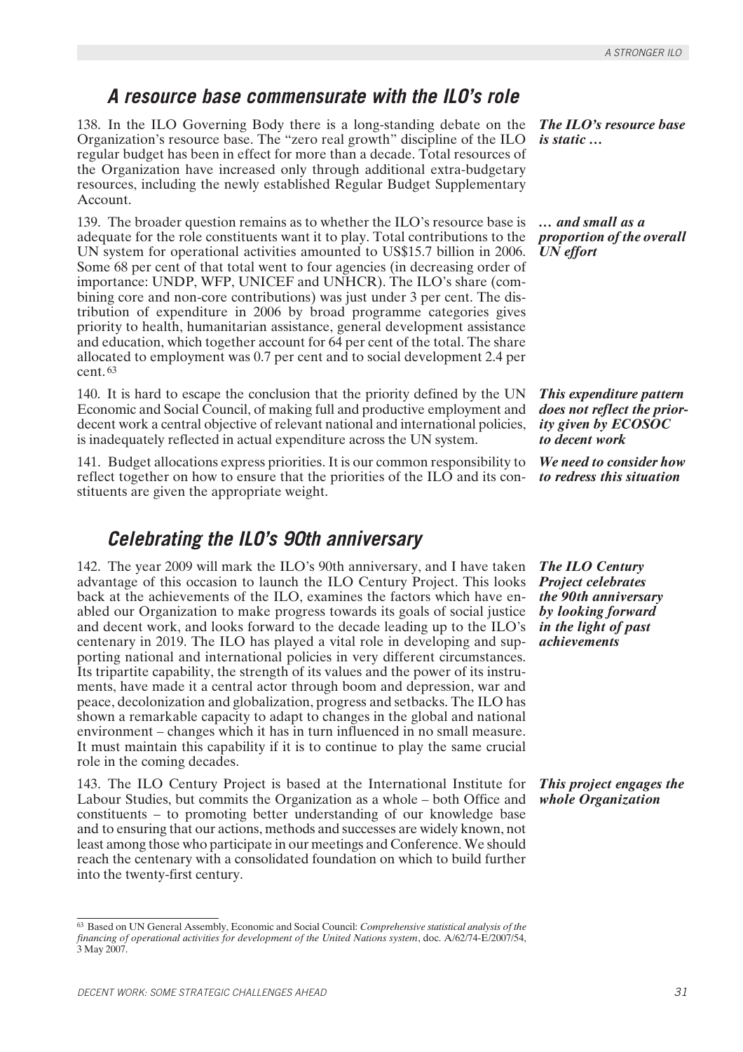## A resource base commensurate with the ILO's role

*The ILO's resource base is static …*

138. In the ILO Governing Body there is a long-standing debate on the Organization's resource base. The "zero real growth" discipline of the ILO regular budget has been in effect for more than a decade. Total resources of the Organization have increased only through additional extra-budgetary resources, including the newly established Regular Budget Supplementary Account.

*… and small as a proportion of the overall UN effort*

139. The broader question remains as to whether the ILO's resource base is adequate for the role constituents want it to play. Total contributions to the UN system for operational activities amounted to US$15.7 billion in 2006. Some 68 per cent of that total went to four agencies (in decreasing order of importance: UNDP, WFP, UNICEF and UNHCR). The ILO's share (combining core and non-core contributions) was just under 3 per cent. The distribution of expenditure in 2006 by broad programme categories gives priority to health, humanitarian assistance, general development assistance and education, which together account for 64 per cent of the total. The share allocated to employment was 0.7 per cent and to social development 2.4 per cent.[63]

*This expenditure pattern does not reflect the priority given by ECOSOC to decent work*

140. It is hard to escape the conclusion that the priority defined by the UN Economic and Social Council, of making full and productive employment and decent work a central objective of relevant national and international policies, is inadequately reflected in actual expenditure across the UN system.

*We need to consider how to redress this situation*

141. Budget allocations express priorities. It is our common responsibility to reflect together on how to ensure that the priorities of the ILO and its constituents are given the appropriate weight.

## Celebrating the ILO's 90th anniversary

*The ILO Century Project celebrates the 90th anniversary by looking forward in the light of past achievements*

142. The year 2009 will mark the ILO's 90th anniversary, and I have taken advantage of this occasion to launch the ILO Century Project. This looks back at the achievements of the ILO, examines the factors which have enabled our Organization to make progress towards its goals of social justice and decent work, and looks forward to the decade leading up to the ILO's centenary in 2019. The ILO has played a vital role in developing and supporting national and international policies in very different circumstances. Its tripartite capability, the strength of its values and the power of its instruments, have made it a central actor through boom and depression, war and peace, decolonization and globalization, progress and setbacks. The ILO has shown a remarkable capacity to adapt to changes in the global and national environment – changes which it has in turn influenced in no small measure. It must maintain this capability if it is to continue to play the same crucial role in the coming decades.

*This project engages the whole Organization*

143. The ILO Century Project is based at the International Institute for Labour Studies, but commits the Organization as a whole – both Office and constituents – to promoting better understanding of our knowledge base and to ensuring that our actions, methods and successes are widely known, not least among those who participate in our meetings and Conference. We should reach the centenary with a consolidated foundation on which to build further into the twenty-first century.

---

[63] Based on UN General Assembly, Economic and Social Council: *Comprehensive statistical analysis of the financing of operational activities for development of the United Nations system*, doc. A/62/74-E/2007/54, 3 May 2007.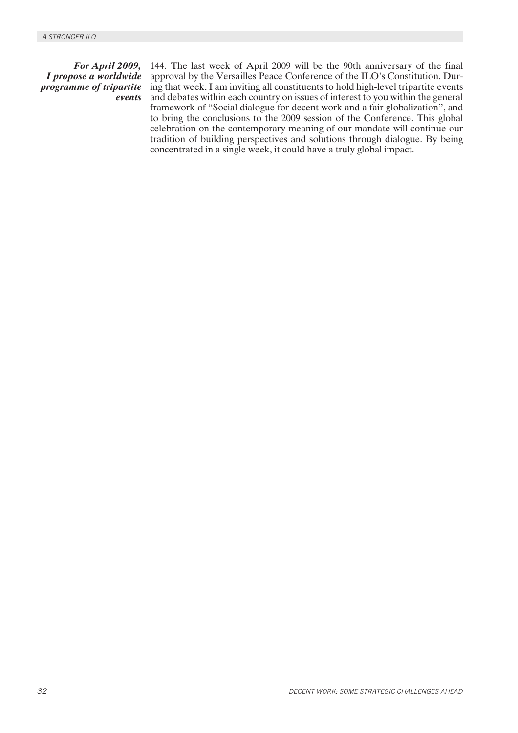***For April 2009, I propose a worldwide programme of tripartite events***

144. The last week of April 2009 will be the 90th anniversary of the final approval by the Versailles Peace Conference of the ILO's Constitution. During that week, I am inviting all constituents to hold high-level tripartite events and debates within each country on issues of interest to you within the general framework of "Social dialogue for decent work and a fair globalization", and to bring the conclusions to the 2009 session of the Conference. This global celebration on the contemporary meaning of our mandate will continue our tradition of building perspectives and solutions through dialogue. By being concentrated in a single week, it could have a truly global impact.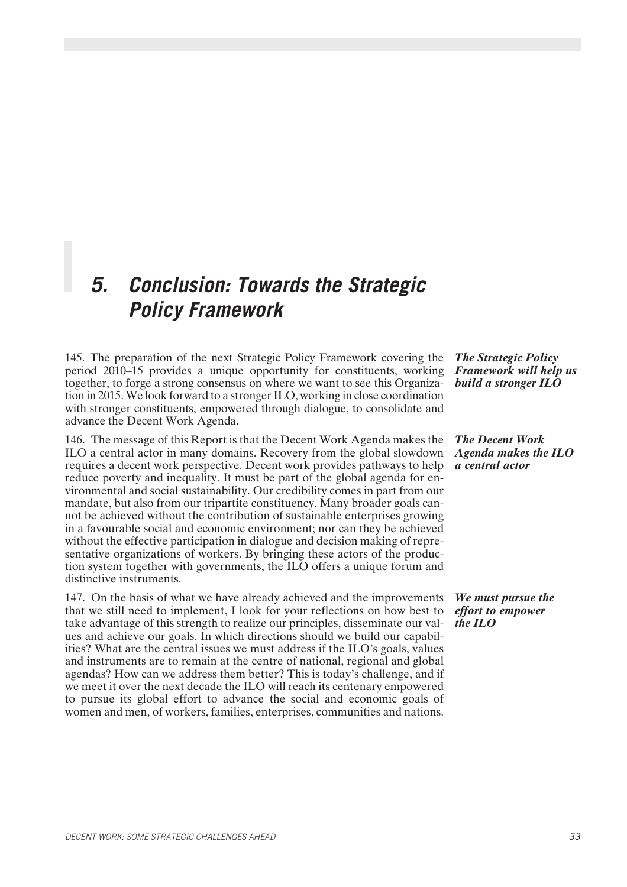# 5. Conclusion: Towards the Strategic Policy Framework

***The Strategic Policy Framework will help us build a stronger ILO***

145. The preparation of the next Strategic Policy Framework covering the period 2010–15 provides a unique opportunity for constituents, working together, to forge a strong consensus on where we want to see this Organization in 2015. We look forward to a stronger ILO, working in close coordination with stronger constituents, empowered through dialogue, to consolidate and advance the Decent Work Agenda.

***The Decent Work Agenda makes the ILO a central actor***

146. The message of this Report is that the Decent Work Agenda makes the ILO a central actor in many domains. Recovery from the global slowdown requires a decent work perspective. Decent work provides pathways to help reduce poverty and inequality. It must be part of the global agenda for environmental and social sustainability. Our credibility comes in part from our mandate, but also from our tripartite constituency. Many broader goals cannot be achieved without the contribution of sustainable enterprises growing in a favourable social and economic environment; nor can they be achieved without the effective participation in dialogue and decision making of representative organizations of workers. By bringing these actors of the production system together with governments, the ILO offers a unique forum and distinctive instruments.

***We must pursue the effort to empower the ILO***

147. On the basis of what we have already achieved and the improvements that we still need to implement, I look for your reflections on how best to take advantage of this strength to realize our principles, disseminate our values and achieve our goals. In which directions should we build our capabilities? What are the central issues we must address if the ILO's goals, values and instruments are to remain at the centre of national, regional and global agendas? How can we address them better? This is today's challenge, and if we meet it over the next decade the ILO will reach its centenary empowered to pursue its global effort to advance the social and economic goals of women and men, of workers, families, enterprises, communities and nations.